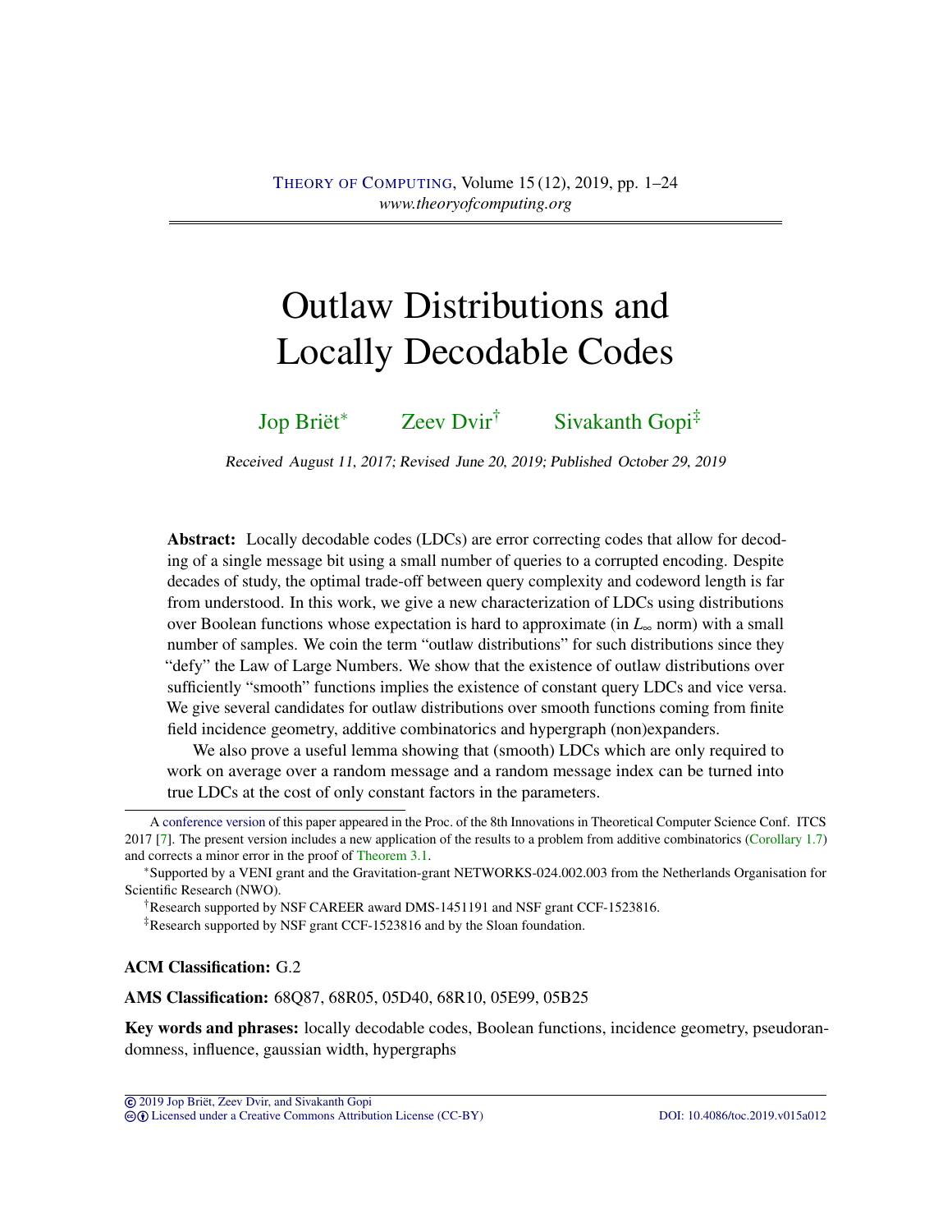# Outlaw Distributions and Locally Decodable Codes

Jop Briët[*] Zeev Dvir[†] Sivakanth Gopi[‡]

Received August 11, 2017; Revised June 20, 2019; Published October 29, 2019

**Abstract:** Locally decodable codes (LDCs) are error correcting codes that allow for decoding of a single message bit using a small number of queries to a corrupted encoding. Despite decades of study, the optimal trade-off between query complexity and codeword length is far from understood. In this work, we give a new characterization of LDCs using distributions over Boolean functions whose expectation is hard to approximate (in $L_\infty$ norm) with a small number of samples. We coin the term "outlaw distributions" for such distributions since they "defy" the Law of Large Numbers. We show that the existence of outlaw distributions over sufficiently "smooth" functions implies the existence of constant query LDCs and vice versa. We give several candidates for outlaw distributions over smooth functions coming from finite field incidence geometry, additive combinatorics and hypergraph (non)expanders.

We also prove a useful lemma showing that (smooth) LDCs which are only required to work on average over a random message and a random message index can be turned into true LDCs at the cost of only constant factors in the parameters.

---

A conference version of this paper appeared in the Proc. of the 8th Innovations in Theoretical Computer Science Conf. ITCS 2017 [7]. The present version includes a new application of the results to a problem from additive combinatorics (Corollary 1.7) and corrects a minor error in the proof of Theorem 3.1.

[*] Supported by a VENI grant and the Gravitation-grant NETWORKS-024.002.003 from the Netherlands Organisation for Scientific Research (NWO).

[†] Research supported by NSF CAREER award DMS-1451191 and NSF grant CCF-1523816.

[‡] Research supported by NSF grant CCF-1523816 and by the Sloan foundation.

**ACM Classification:** G.2

**AMS Classification:** 68Q87, 68R05, 05D40, 68R10, 05E99, 05B25

**Key words and phrases:** locally decodable codes, Boolean functions, incidence geometry, pseudorandomness, influence, gaussian width, hypergraphs

© 2019 Jop Briët, Zeev Dvir, and Sivakanth Gopi
Licensed under a Creative Commons Attribution License (CC-BY) DOI: 10.4086/toc.2019.v015a012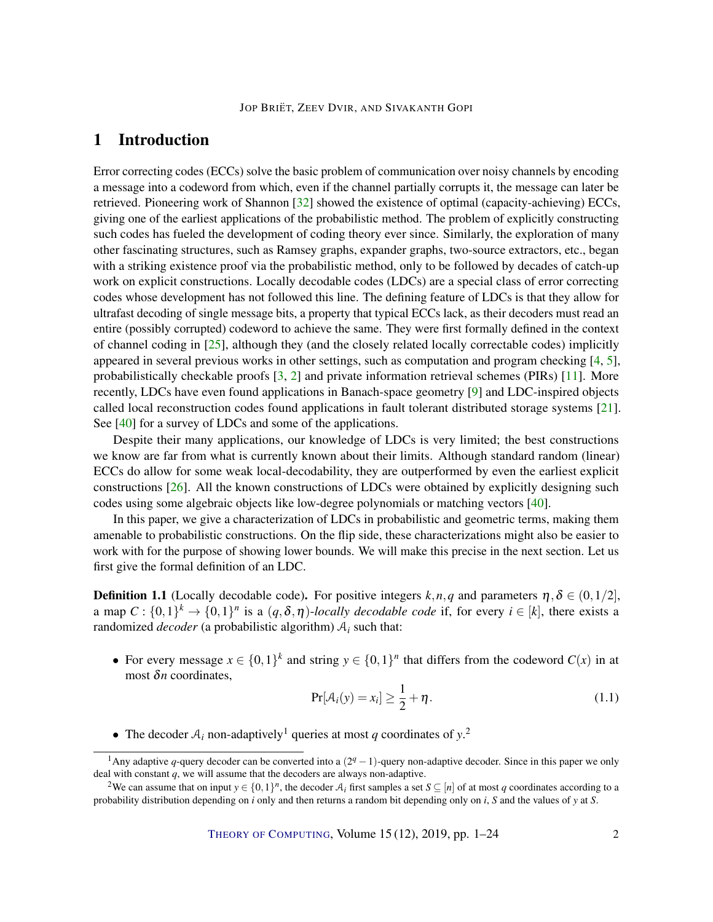# 1 Introduction

Error correcting codes (ECCs) solve the basic problem of communication over noisy channels by encoding a message into a codeword from which, even if the channel partially corrupts it, the message can later be retrieved. Pioneering work of Shannon [32] showed the existence of optimal (capacity-achieving) ECCs, giving one of the earliest applications of the probabilistic method. The problem of explicitly constructing such codes has fueled the development of coding theory ever since. Similarly, the exploration of many other fascinating structures, such as Ramsey graphs, expander graphs, two-source extractors, etc., began with a striking existence proof via the probabilistic method, only to be followed by decades of catch-up work on explicit constructions. Locally decodable codes (LDCs) are a special class of error correcting codes whose development has not followed this line. The defining feature of LDCs is that they allow for ultrafast decoding of single message bits, a property that typical ECCs lack, as their decoders must read an entire (possibly corrupted) codeword to achieve the same. They were first formally defined in the context of channel coding in [25], although they (and the closely related locally correctable codes) implicitly appeared in several previous works in other settings, such as computation and program checking [4, 5], probabilistically checkable proofs [3, 2] and private information retrieval schemes (PIRs) [11]. More recently, LDCs have even found applications in Banach-space geometry [9] and LDC-inspired objects called local reconstruction codes found applications in fault tolerant distributed storage systems [21]. See [40] for a survey of LDCs and some of the applications.

Despite their many applications, our knowledge of LDCs is very limited; the best constructions we know are far from what is currently known about their limits. Although standard random (linear) ECCs do allow for some weak local-decodability, they are outperformed by even the earliest explicit constructions [26]. All the known constructions of LDCs were obtained by explicitly designing such codes using some algebraic objects like low-degree polynomials or matching vectors [40].

In this paper, we give a characterization of LDCs in probabilistic and geometric terms, making them amenable to probabilistic constructions. On the flip side, these characterizations might also be easier to work with for the purpose of showing lower bounds. We will make this precise in the next section. Let us first give the formal definition of an LDC.

**Definition 1.1** (Locally decodable code)**.** For positive integers $k,n,q$ and parameters $\eta,\delta \in (0,1/2]$, a map $C : \{0,1\}^k \to \{0,1\}^n$ is a $(q,\delta,\eta)$-*locally decodable code* if, for every $i \in [k]$, there exists a randomized *decoder* (a probabilistic algorithm) $\mathcal{A}_i$ such that:

- For every message $x \in \{0,1\}^k$ and string $y \in \{0,1\}^n$ that differs from the codeword $C(x)$ in at most $\delta n$ coordinates,
$$\Pr[\mathcal{A}_i(y) = x_i] \geq \frac{1}{2} + \eta. \tag{1.1}$$
- The decoder $\mathcal{A}_i$ non-adaptively[1] queries at most $q$ coordinates of $y$.[2]

[1] Any adaptive $q$-query decoder can be converted into a $(2^q - 1)$-query non-adaptive decoder. Since in this paper we only deal with constant $q$, we will assume that the decoders are always non-adaptive.

[2] We can assume that on input $y \in \{0,1\}^n$, the decoder $\mathcal{A}_i$ first samples a set $S \subseteq [n]$ of at most $q$ coordinates according to a probability distribution depending on $i$ only and then returns a random bit depending only on $i$, $S$ and the values of $y$ at $S$.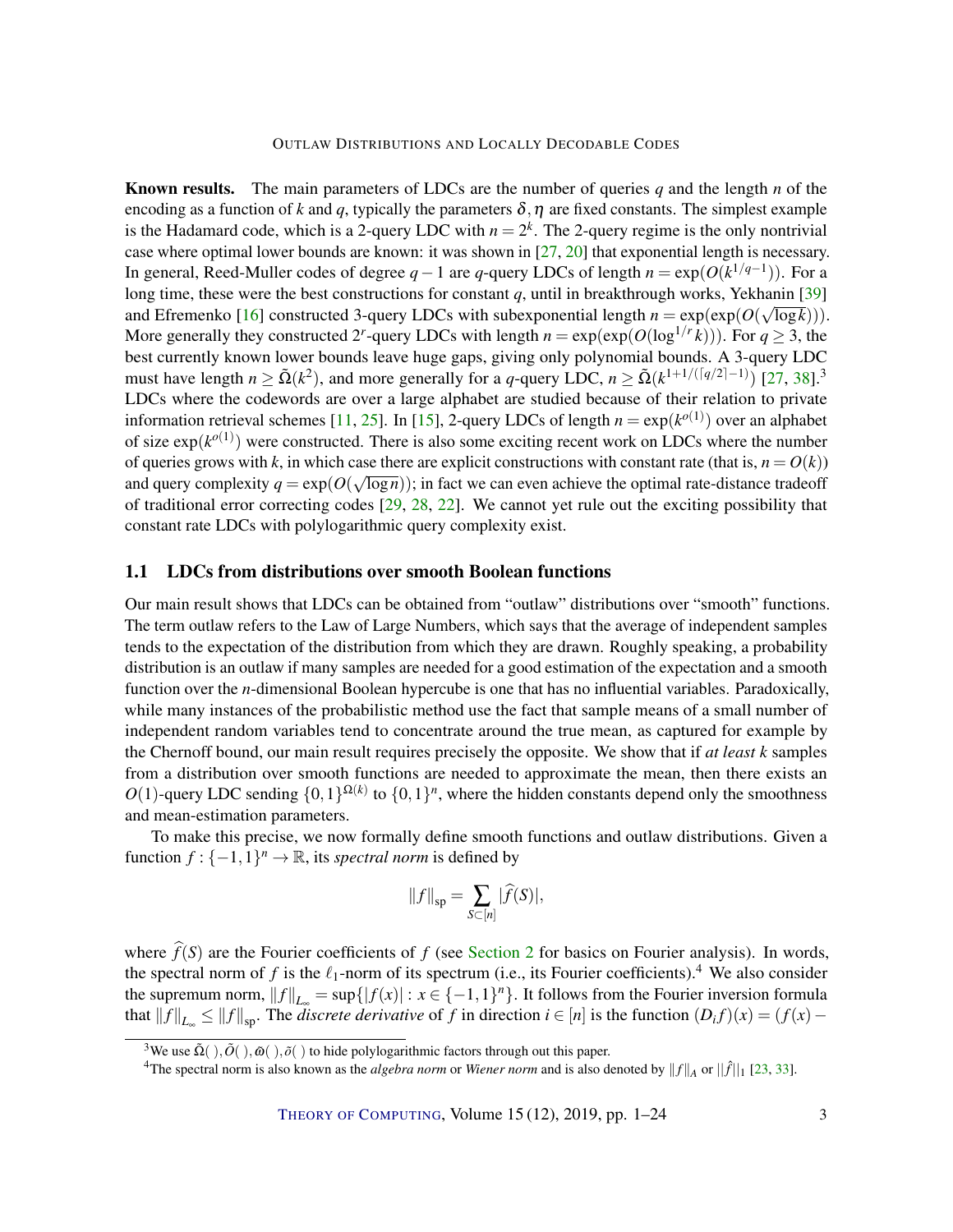**Known results.** The main parameters of LDCs are the number of queries $q$ and the length $n$ of the encoding as a function of $k$ and $q$, typically the parameters $\delta, \eta$ are fixed constants. The simplest example is the Hadamard code, which is a 2-query LDC with $n = 2^k$. The 2-query regime is the only nontrivial case where optimal lower bounds are known: it was shown in [27, 20] that exponential length is necessary. In general, Reed-Muller codes of degree $q-1$ are $q$-query LDCs of length $n = \exp(O(k^{1/q-1}))$. For a long time, these were the best constructions for constant $q$, until in breakthrough works, Yekhanin [39] and Efremenko [16] constructed 3-query LDCs with subexponential length $n = \exp(\exp(O(\sqrt{\log k})))$. More generally they constructed $2^r$-query LDCs with length $n = \exp(\exp(O(\log^{1/r} k)))$. For $q \geq 3$, the best currently known lower bounds leave huge gaps, giving only polynomial bounds. A 3-query LDC must have length $n \geq \tilde{\Omega}(k^2)$, and more generally for a $q$-query LDC, $n \geq \tilde{\Omega}(k^{1+1/(\lceil q/2 \rceil - 1)})$ [27, 38].[3] LDCs where the codewords are over a large alphabet are studied because of their relation to private information retrieval schemes [11, 25]. In [15], 2-query LDCs of length $n = \exp(k^{o(1)})$ over an alphabet of size $\exp(k^{o(1)})$ were constructed. There is also some exciting recent work on LDCs where the number of queries grows with $k$, in which case there are explicit constructions with constant rate (that is, $n = O(k)$) and query complexity $q = \exp(O(\sqrt{\log n}))$; in fact we can even achieve the optimal rate-distance tradeoff of traditional error correcting codes [29, 28, 22]. We cannot yet rule out the exciting possibility that constant rate LDCs with polylogarithmic query complexity exist.

## 1.1 LDCs from distributions over smooth Boolean functions

Our main result shows that LDCs can be obtained from "outlaw" distributions over "smooth" functions. The term outlaw refers to the Law of Large Numbers, which says that the average of independent samples tends to the expectation of the distribution from which they are drawn. Roughly speaking, a probability distribution is an outlaw if many samples are needed for a good estimation of the expectation and a smooth function over the $n$-dimensional Boolean hypercube is one that has no influential variables. Paradoxically, while many instances of the probabilistic method use the fact that sample means of a small number of independent random variables tend to concentrate around the true mean, as captured for example by the Chernoff bound, our main result requires precisely the opposite. We show that if *at least* $k$ samples from a distribution over smooth functions are needed to approximate the mean, then there exists an $O(1)$-query LDC sending $\{0,1\}^{\Omega(k)}$ to $\{0,1\}^n$, where the hidden constants depend only the smoothness and mean-estimation parameters.

To make this precise, we now formally define smooth functions and outlaw distributions. Given a function $f : \{-1,1\}^n \to \mathbb{R}$, its *spectral norm* is defined by

$$\|f\|_{\mathrm{sp}} = \sum_{S \subset [n]} |\widehat{f}(S)|,$$

where $\widehat{f}(S)$ are the Fourier coefficients of $f$ (see Section 2 for basics on Fourier analysis). In words, the spectral norm of $f$ is the $\ell_1$-norm of its spectrum (i.e., its Fourier coefficients).[4] We also consider the supremum norm, $\|f\|_{L_\infty} = \sup\{|f(x)| : x \in \{-1,1\}^n\}$. It follows from the Fourier inversion formula that $\|f\|_{L_\infty} \leq \|f\|_{\mathrm{sp}}$. The *discrete derivative* of $f$ in direction $i \in [n]$ is the function $(D_i f)(x) = (f(x) -$

[3] We use $\tilde{\Omega}(\,), \tilde{O}(\,), \tilde{\omega}(\,), \tilde{o}(\,)$ to hide polylogarithmic factors through out this paper.

[4] The spectral norm is also known as the *algebra norm* or *Wiener norm* and is also denoted by $\|f\|_A$ or $\|\hat{f}\|_1$ [23, 33].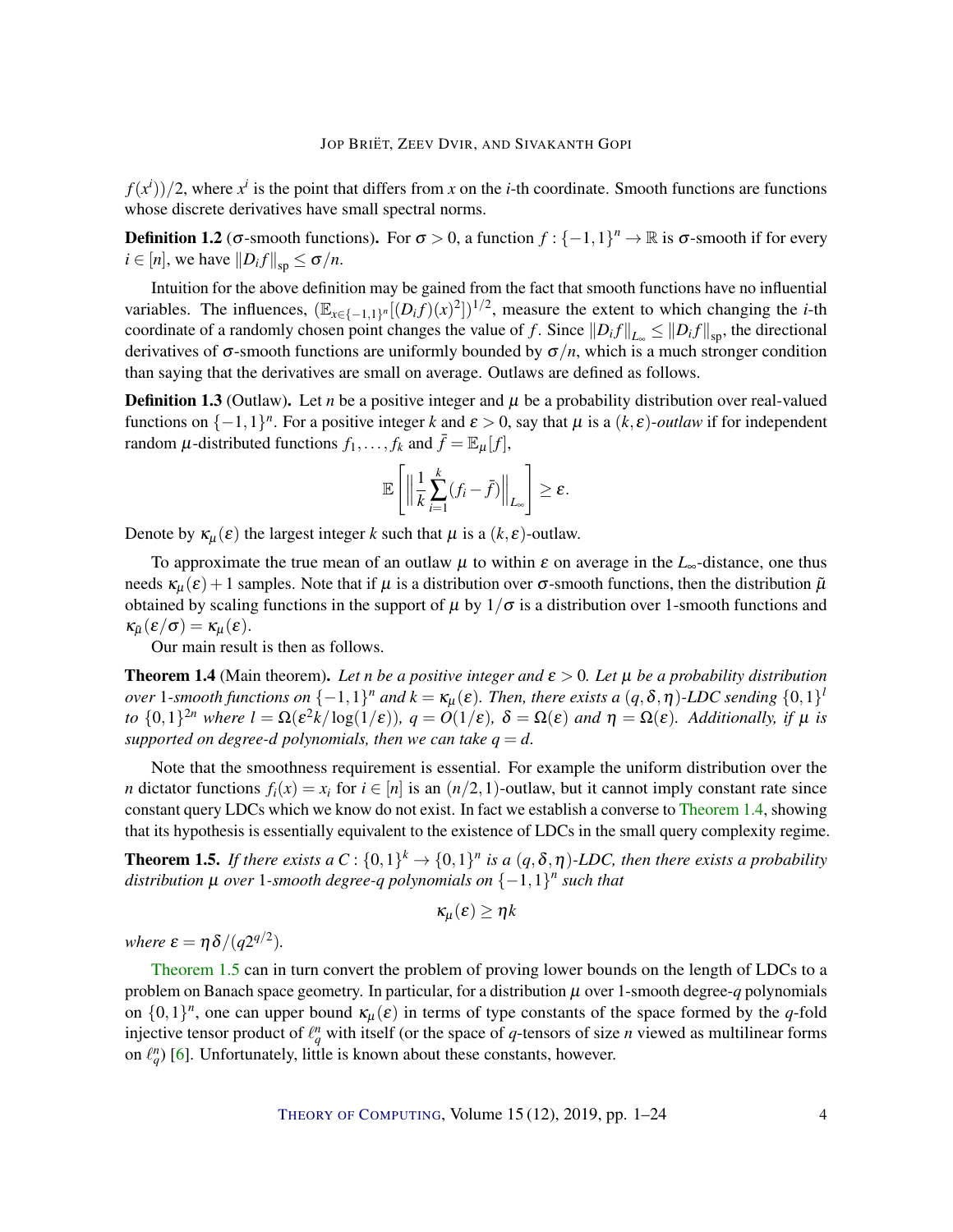$f(x^i))/2$, where $x^i$ is the point that differs from $x$ on the $i$-th coordinate. Smooth functions are functions whose discrete derivatives have small spectral norms.

**Definition 1.2** ($\sigma$-smooth functions)**.** For $\sigma > 0$, a function $f : \{-1,1\}^n \to \mathbb{R}$ is $\sigma$-smooth if for every $i \in [n]$, we have $\|D_i f\|_{\mathrm{sp}} \leq \sigma/n$.

Intuition for the above definition may be gained from the fact that smooth functions have no influential variables. The influences, $(\mathbb{E}_{x\in\{-1,1\}^n}[(D_i f)(x)^2])^{1/2}$, measure the extent to which changing the $i$-th coordinate of a randomly chosen point changes the value of $f$. Since $\|D_i f\|_{L_\infty} \leq \|D_i f\|_{\mathrm{sp}}$, the directional derivatives of $\sigma$-smooth functions are uniformly bounded by $\sigma/n$, which is a much stronger condition than saying that the derivatives are small on average. Outlaws are defined as follows.

**Definition 1.3** (Outlaw)**.** Let $n$ be a positive integer and $\mu$ be a probability distribution over real-valued functions on $\{-1,1\}^n$. For a positive integer $k$ and $\varepsilon > 0$, say that $\mu$ is a $(k,\varepsilon)$-*outlaw* if for independent random $\mu$-distributed functions $f_1,\ldots,f_k$ and $\bar{f} = \mathbb{E}_\mu[f]$,

$$\mathbb{E}\left[\left\|\frac{1}{k}\sum_{i=1}^{k}(f_i - \bar{f})\right\|_{L_\infty}\right] \geq \varepsilon.$$

Denote by $\kappa_\mu(\varepsilon)$ the largest integer $k$ such that $\mu$ is a $(k,\varepsilon)$-outlaw.

To approximate the true mean of an outlaw $\mu$ to within $\varepsilon$ on average in the $L_\infty$-distance, one thus needs $\kappa_\mu(\varepsilon)+1$ samples. Note that if $\mu$ is a distribution over $\sigma$-smooth functions, then the distribution $\tilde{\mu}$ obtained by scaling functions in the support of $\mu$ by $1/\sigma$ is a distribution over 1-smooth functions and $\kappa_{\tilde{\mu}}(\varepsilon/\sigma) = \kappa_\mu(\varepsilon)$.

Our main result is then as follows.

**Theorem 1.4** (Main theorem)**.** *Let $n$ be a positive integer and $\varepsilon > 0$. Let $\mu$ be a probability distribution over 1-smooth functions on $\{-1,1\}^n$ and $k = \kappa_\mu(\varepsilon)$. Then, there exists a $(q,\delta,\eta)$-LDC sending $\{0,1\}^l$ to $\{0,1\}^{2n}$ where $l = \Omega(\varepsilon^2 k/\log(1/\varepsilon))$, $q = O(1/\varepsilon)$, $\delta = \Omega(\varepsilon)$ and $\eta = \Omega(\varepsilon)$. Additionally, if $\mu$ is supported on degree-$d$ polynomials, then we can take $q = d$.*

Note that the smoothness requirement is essential. For example the uniform distribution over the $n$ dictator functions $f_i(x) = x_i$ for $i \in [n]$ is an $(n/2,1)$-outlaw, but it cannot imply constant rate since constant query LDCs which we know do not exist. In fact we establish a converse to Theorem 1.4, showing that its hypothesis is essentially equivalent to the existence of LDCs in the small query complexity regime.

**Theorem 1.5.** *If there exists a $C : \{0,1\}^k \to \{0,1\}^n$ is a $(q,\delta,\eta)$-LDC, then there exists a probability distribution $\mu$ over 1-smooth degree-$q$ polynomials on $\{-1,1\}^n$ such that*

$$\kappa_\mu(\varepsilon) \geq \eta k$$

*where $\varepsilon = \eta\delta/(q2^{q/2})$.*

Theorem 1.5 can in turn convert the problem of proving lower bounds on the length of LDCs to a problem on Banach space geometry. In particular, for a distribution $\mu$ over 1-smooth degree-$q$ polynomials on $\{0,1\}^n$, one can upper bound $\kappa_\mu(\varepsilon)$ in terms of type constants of the space formed by the $q$-fold injective tensor product of $\ell_q^n$ with itself (or the space of $q$-tensors of size $n$ viewed as multilinear forms on $\ell_q^n$) [6]. Unfortunately, little is known about these constants, however.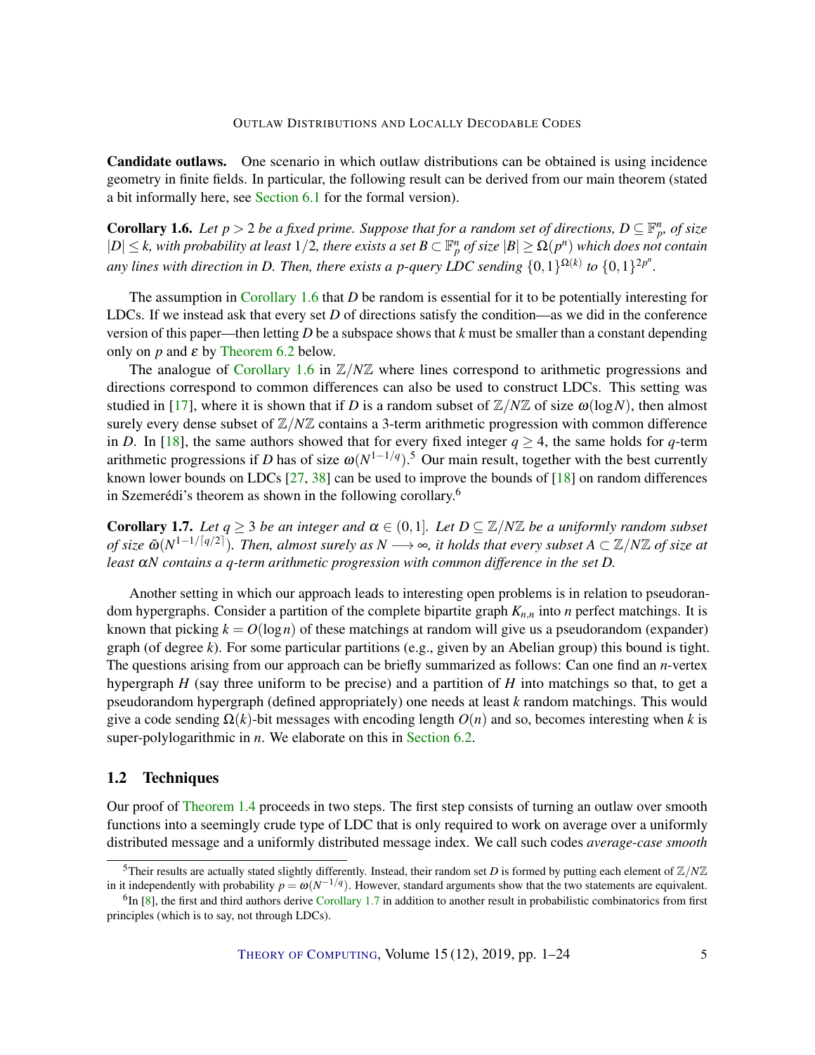**Candidate outlaws.** One scenario in which outlaw distributions can be obtained is using incidence geometry in finite fields. In particular, the following result can be derived from our main theorem (stated a bit informally here, see Section 6.1 for the formal version).

**Corollary 1.6.** *Let $p > 2$ be a fixed prime. Suppose that for a random set of directions, $D \subseteq \mathbb{F}_p^n$, of size $|D| \leq k$, with probability at least $1/2$, there exists a set $B \subset \mathbb{F}_p^n$ of size $|B| \geq \Omega(p^n)$ which does not contain any lines with direction in $D$. Then, there exists a $p$-query LDC sending $\{0,1\}^{\Omega(k)}$ to $\{0,1\}^{2p^n}$.*

The assumption in Corollary 1.6 that $D$ be random is essential for it to be potentially interesting for LDCs. If we instead ask that every set $D$ of directions satisfy the condition—as we did in the conference version of this paper—then letting $D$ be a subspace shows that $k$ must be smaller than a constant depending only on $p$ and $\varepsilon$ by Theorem 6.2 below.

The analogue of Corollary 1.6 in $\mathbb{Z}/N\mathbb{Z}$ where lines correspond to arithmetic progressions and directions correspond to common differences can also be used to construct LDCs. This setting was studied in [17], where it is shown that if $D$ is a random subset of $\mathbb{Z}/N\mathbb{Z}$ of size $\omega(\log N)$, then almost surely every dense subset of $\mathbb{Z}/N\mathbb{Z}$ contains a 3-term arithmetic progression with common difference in $D$. In [18], the same authors showed that for every fixed integer $q \geq 4$, the same holds for $q$-term arithmetic progressions if $D$ has of size $\omega(N^{1-1/q})$.[5] Our main result, together with the best currently known lower bounds on LDCs [27, 38] can be used to improve the bounds of [18] on random differences in Szemerédi's theorem as shown in the following corollary.[6]

**Corollary 1.7.** *Let $q \geq 3$ be an integer and $\alpha \in (0,1]$. Let $D \subseteq \mathbb{Z}/N\mathbb{Z}$ be a uniformly random subset of size $\tilde{\omega}(N^{1-1/\lceil q/2 \rceil})$. Then, almost surely as $N \longrightarrow \infty$, it holds that every subset $A \subset \mathbb{Z}/N\mathbb{Z}$ of size at least $\alpha N$ contains a $q$-term arithmetic progression with common difference in the set $D$.*

Another setting in which our approach leads to interesting open problems is in relation to pseudorandom hypergraphs. Consider a partition of the complete bipartite graph $K_{n,n}$ into $n$ perfect matchings. It is known that picking $k = O(\log n)$ of these matchings at random will give us a pseudorandom (expander) graph (of degree $k$). For some particular partitions (e.g., given by an Abelian group) this bound is tight. The questions arising from our approach can be briefly summarized as follows: Can one find an $n$-vertex hypergraph $H$ (say three uniform to be precise) and a partition of $H$ into matchings so that, to get a pseudorandom hypergraph (defined appropriately) one needs at least $k$ random matchings. This would give a code sending $\Omega(k)$-bit messages with encoding length $O(n)$ and so, becomes interesting when $k$ is super-polylogarithmic in $n$. We elaborate on this in Section 6.2.

## 1.2 Techniques

Our proof of Theorem 1.4 proceeds in two steps. The first step consists of turning an outlaw over smooth functions into a seemingly crude type of LDC that is only required to work on average over a uniformly distributed message and a uniformly distributed message index. We call such codes *average-case smooth*

---

[5] Their results are actually stated slightly differently. Instead, their random set $D$ is formed by putting each element of $\mathbb{Z}/N\mathbb{Z}$ in it independently with probability $p = \omega(N^{-1/q})$. However, standard arguments show that the two statements are equivalent.

[6] In [8], the first and third authors derive Corollary 1.7 in addition to another result in probabilistic combinatorics from first principles (which is to say, not through LDCs).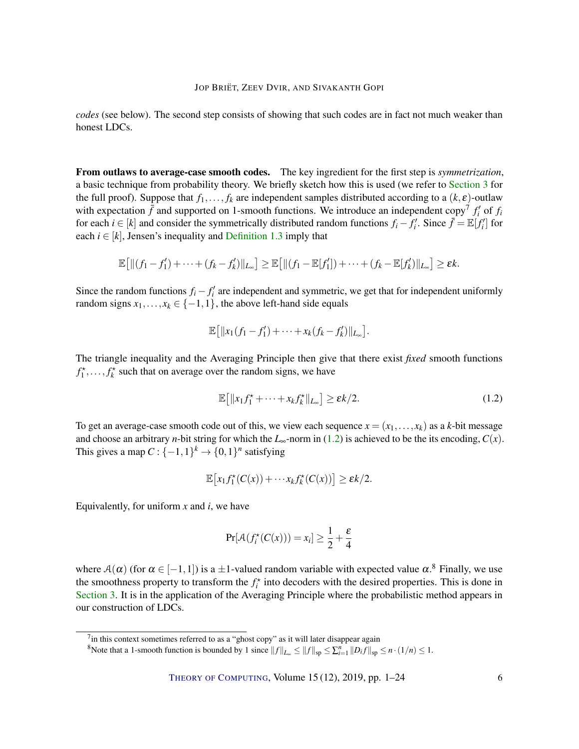*codes* (see below). The second step consists of showing that such codes are in fact not much weaker than honest LDCs.

**From outlaws to average-case smooth codes.** The key ingredient for the first step is *symmetrization*, a basic technique from probability theory. We briefly sketch how this is used (we refer to Section 3 for the full proof). Suppose that $f_1, \dots, f_k$ are independent samples distributed according to a $(k, \varepsilon)$-outlaw with expectation $\bar{f}$ and supported on 1-smooth functions. We introduce an independent copy[7] $f_i'$ of $f_i$ for each $i \in [k]$ and consider the symmetrically distributed random functions $f_i - f_i'$. Since $\bar{f} = \mathbb{E}[f_i']$ for each $i \in [k]$, Jensen's inequality and Definition 1.3 imply that

$$\mathbb{E}\big[\|(f_1 - f_1') + \cdots + (f_k - f_k')\|_{L_\infty}\big] \geq \mathbb{E}\big[\|(f_1 - \mathbb{E}[f_1']) + \cdots + (f_k - \mathbb{E}[f_k'])\|_{L_\infty}\big] \geq \varepsilon k.$$

Since the random functions $f_i - f_i'$ are independent and symmetric, we get that for independent uniformly random signs $x_1, \dots, x_k \in \{-1, 1\}$, the above left-hand side equals

$$\mathbb{E}\big[\|x_1(f_1 - f_1') + \cdots + x_k(f_k - f_k')\|_{L_\infty}\big].$$

The triangle inequality and the Averaging Principle then give that there exist *fixed* smooth functions $f_1^\star, \dots, f_k^\star$ such that on average over the random signs, we have

$$\mathbb{E}\big[\|x_1 f_1^\star + \cdots + x_k f_k^\star\|_{L_\infty}\big] \geq \varepsilon k / 2. \tag{1.2}$$

To get an average-case smooth code out of this, we view each sequence $x = (x_1, \dots, x_k)$ as a $k$-bit message and choose an arbitrary $n$-bit string for which the $L_\infty$-norm in (1.2) is achieved to be the its encoding, $C(x)$. This gives a map $C : \{-1, 1\}^k \to \{0, 1\}^n$ satisfying

$$\mathbb{E}\big[x_1 f_1^\star(C(x)) + \cdots x_k f_k^\star(C(x))\big] \geq \varepsilon k / 2.$$

Equivalently, for uniform $x$ and $i$, we have

$$\Pr[\mathcal{A}(f_i^\star(C(x))) = x_i] \geq \frac{1}{2} + \frac{\varepsilon}{4}$$

where $\mathcal{A}(\alpha)$ (for $\alpha \in [-1, 1]$) is a $\pm 1$-valued random variable with expected value $\alpha$.[8] Finally, we use the smoothness property to transform the $f_i^\star$ into decoders with the desired properties. This is done in Section 3. It is in the application of the Averaging Principle where the probabilistic method appears in our construction of LDCs.

[7] in this context sometimes referred to as a "ghost copy" as it will later disappear again

[8] Note that a 1-smooth function is bounded by 1 since $\|f\|_{L_\infty} \leq \|f\|_{\mathrm{sp}} \leq \sum_{i=1}^n \|D_i f\|_{\mathrm{sp}} \leq n \cdot (1/n) \leq 1$.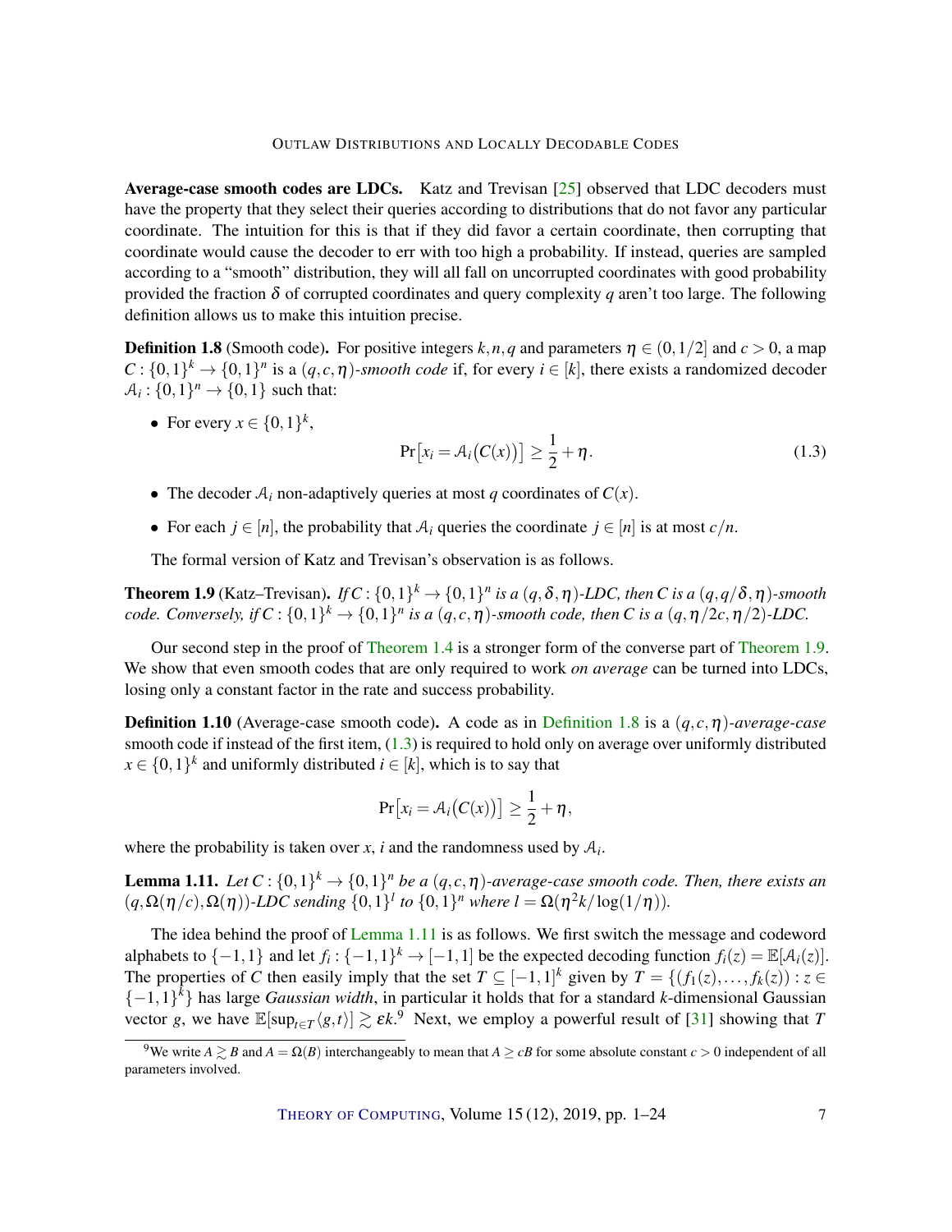**Average-case smooth codes are LDCs.** Katz and Trevisan [25] observed that LDC decoders must have the property that they select their queries according to distributions that do not favor any particular coordinate. The intuition for this is that if they did favor a certain coordinate, then corrupting that coordinate would cause the decoder to err with too high a probability. If instead, queries are sampled according to a "smooth" distribution, they will all fall on uncorrupted coordinates with good probability provided the fraction $\delta$ of corrupted coordinates and query complexity $q$ aren't too large. The following definition allows us to make this intuition precise.

**Definition 1.8** (Smooth code)**.** For positive integers $k,n,q$ and parameters $\eta \in (0,1/2]$ and $c > 0$, a map $C : \{0,1\}^k \to \{0,1\}^n$ is a $(q,c,\eta)$*-smooth code* if, for every $i \in [k]$, there exists a randomized decoder $\mathcal{A}_i : \{0,1\}^n \to \{0,1\}$ such that:

- For every $x \in \{0,1\}^k$,

$$\Pr\big[x_i = \mathcal{A}_i\big(C(x)\big)\big] \geq \frac{1}{2} + \eta. \tag{1.3}$$

- The decoder $\mathcal{A}_i$ non-adaptively queries at most $q$ coordinates of $C(x)$.
- For each $j \in [n]$, the probability that $\mathcal{A}_i$ queries the coordinate $j \in [n]$ is at most $c/n$.

The formal version of Katz and Trevisan's observation is as follows.

**Theorem 1.9** (Katz–Trevisan)**.** *If $C : \{0,1\}^k \to \{0,1\}^n$ is a $(q,\delta,\eta)$-LDC, then $C$ is a $(q,q/\delta,\eta)$-smooth code. Conversely, if $C : \{0,1\}^k \to \{0,1\}^n$ is a $(q,c,\eta)$-smooth code, then $C$ is a $(q,\eta/2c,\eta/2)$-LDC.*

Our second step in the proof of Theorem 1.4 is a stronger form of the converse part of Theorem 1.9. We show that even smooth codes that are only required to work *on average* can be turned into LDCs, losing only a constant factor in the rate and success probability.

**Definition 1.10** (Average-case smooth code)**.** A code as in Definition 1.8 is a $(q,c,\eta)$*-average-case* smooth code if instead of the first item, (1.3) is required to hold only on average over uniformly distributed $x \in \{0,1\}^k$ and uniformly distributed $i \in [k]$, which is to say that

$$\Pr\big[x_i = \mathcal{A}_i\big(C(x)\big)\big] \geq \frac{1}{2} + \eta,$$

where the probability is taken over $x$, $i$ and the randomness used by $\mathcal{A}_i$.

**Lemma 1.11.** *Let $C : \{0,1\}^k \to \{0,1\}^n$ be a $(q,c,\eta)$-average-case smooth code. Then, there exists an $(q,\Omega(\eta/c),\Omega(\eta))$-LDC sending $\{0,1\}^l$ to $\{0,1\}^n$ where $l = \Omega(\eta^2 k/\log(1/\eta))$.*

The idea behind the proof of Lemma 1.11 is as follows. We first switch the message and codeword alphabets to $\{-1,1\}$ and let $f_i : \{-1,1\}^k \to [-1,1]$ be the expected decoding function $f_i(z) = \mathbb{E}[\mathcal{A}_i(z)]$. The properties of $C$ then easily imply that the set $T \subseteq [-1,1]^k$ given by $T = \{(f_1(z),\dots,f_k(z)) : z \in \{-1,1\}^k\}$ has large *Gaussian width*, in particular it holds that for a standard $k$-dimensional Gaussian vector $g$, we have $\mathbb{E}[\sup_{t\in T}\langle g,t\rangle] \gtrsim \varepsilon k$.[9] Next, we employ a powerful result of [31] showing that $T$

[9] We write $A \gtrsim B$ and $A = \Omega(B)$ interchangeably to mean that $A \geq cB$ for some absolute constant $c > 0$ independent of all parameters involved.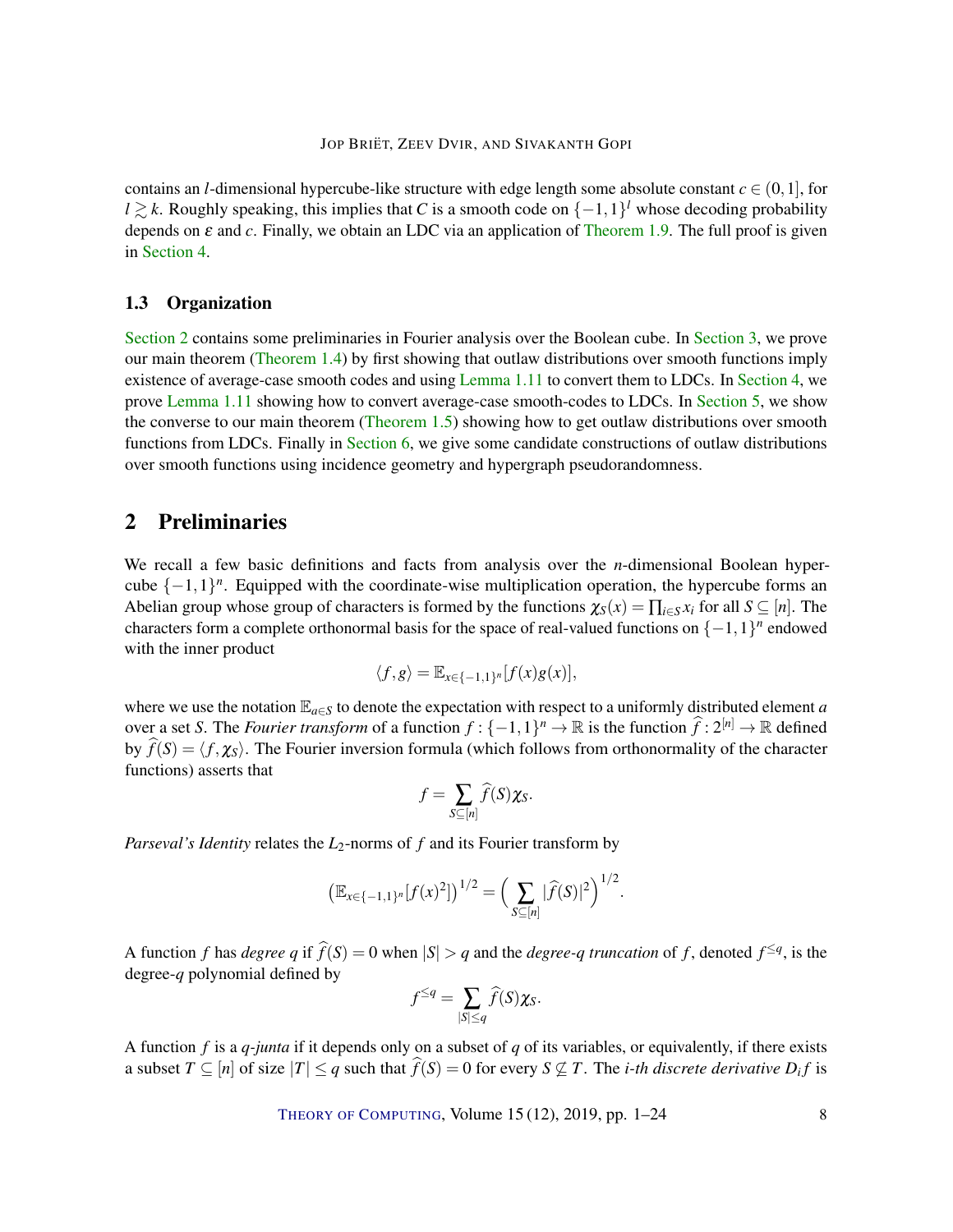contains an $l$-dimensional hypercube-like structure with edge length some absolute constant $c \in (0,1]$, for $l \gtrsim k$. Roughly speaking, this implies that $C$ is a smooth code on $\{-1,1\}^l$ whose decoding probability depends on $\varepsilon$ and $c$. Finally, we obtain an LDC via an application of Theorem 1.9. The full proof is given in Section 4.

### 1.3 Organization

Section 2 contains some preliminaries in Fourier analysis over the Boolean cube. In Section 3, we prove our main theorem (Theorem 1.4) by first showing that outlaw distributions over smooth functions imply existence of average-case smooth codes and using Lemma 1.11 to convert them to LDCs. In Section 4, we prove Lemma 1.11 showing how to convert average-case smooth-codes to LDCs. In Section 5, we show the converse to our main theorem (Theorem 1.5) showing how to get outlaw distributions over smooth functions from LDCs. Finally in Section 6, we give some candidate constructions of outlaw distributions over smooth functions using incidence geometry and hypergraph pseudorandomness.

## 2 Preliminaries

We recall a few basic definitions and facts from analysis over the $n$-dimensional Boolean hypercube $\{-1,1\}^n$. Equipped with the coordinate-wise multiplication operation, the hypercube forms an Abelian group whose group of characters is formed by the functions $\chi_S(x) = \prod_{i \in S} x_i$ for all $S \subseteq [n]$. The characters form a complete orthonormal basis for the space of real-valued functions on $\{-1,1\}^n$ endowed with the inner product

$$\langle f, g \rangle = \mathbb{E}_{x \in \{-1,1\}^n}[f(x)g(x)],$$

where we use the notation $\mathbb{E}_{a \in S}$ to denote the expectation with respect to a uniformly distributed element $a$ over a set $S$. The *Fourier transform* of a function $f : \{-1,1\}^n \to \mathbb{R}$ is the function $\widehat{f} : 2^{[n]} \to \mathbb{R}$ defined by $\widehat{f}(S) = \langle f, \chi_S \rangle$. The Fourier inversion formula (which follows from orthonormality of the character functions) asserts that

$$f = \sum_{S \subseteq [n]} \widehat{f}(S) \chi_S.$$

*Parseval's Identity* relates the $L_2$-norms of $f$ and its Fourier transform by

$$\left(\mathbb{E}_{x \in \{-1,1\}^n}[f(x)^2]\right)^{1/2} = \Big(\sum_{S \subseteq [n]} |\widehat{f}(S)|^2\Big)^{1/2}.$$

A function $f$ has *degree $q$* if $\widehat{f}(S) = 0$ when $|S| > q$ and the *degree-$q$ truncation* of $f$, denoted $f^{\le q}$, is the degree-$q$ polynomial defined by

$$f^{\le q} = \sum_{|S| \le q} \widehat{f}(S) \chi_S.$$

A function $f$ is a *$q$-junta* if it depends only on a subset of $q$ of its variables, or equivalently, if there exists a subset $T \subseteq [n]$ of size $|T| \le q$ such that $\widehat{f}(S) = 0$ for every $S \not\subseteq T$. The *$i$-th discrete derivative* $D_i f$ is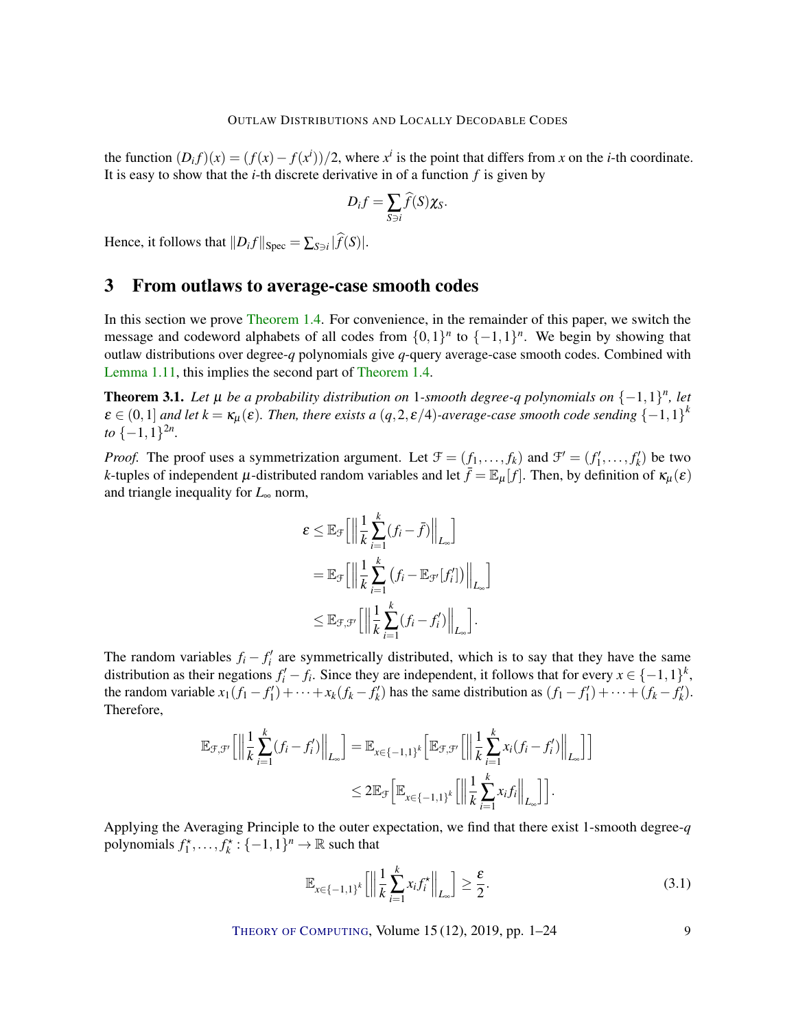the function $(D_i f)(x) = (f(x) - f(x^i))/2$, where $x^i$ is the point that differs from $x$ on the $i$-th coordinate. It is easy to show that the $i$-th discrete derivative in of a function $f$ is given by

$$D_i f = \sum_{S \ni i} \widehat{f}(S) \chi_S.$$

Hence, it follows that $\|D_i f\|_{\mathrm{Spec}} = \sum_{S \ni i} |\widehat{f}(S)|$.

## 3 From outlaws to average-case smooth codes

In this section we prove Theorem 1.4. For convenience, in the remainder of this paper, we switch the message and codeword alphabets of all codes from $\{0,1\}^n$ to $\{-1,1\}^n$. We begin by showing that outlaw distributions over degree-$q$ polynomials give $q$-query average-case smooth codes. Combined with Lemma 1.11, this implies the second part of Theorem 1.4.

**Theorem 3.1.** *Let $\mu$ be a probability distribution on 1-smooth degree-$q$ polynomials on $\{-1,1\}^n$, let $\varepsilon \in (0,1]$ and let $k = \kappa_\mu(\varepsilon)$. Then, there exists a $(q, 2, \varepsilon/4)$-average-case smooth code sending $\{-1,1\}^k$ to $\{-1,1\}^{2n}$.*

*Proof.* The proof uses a symmetrization argument. Let $\mathcal{F} = (f_1, \ldots, f_k)$ and $\mathcal{F}' = (f_1', \ldots, f_k')$ be two $k$-tuples of independent $\mu$-distributed random variables and let $\bar{f} = \mathbb{E}_\mu[f]$. Then, by definition of $\kappa_\mu(\varepsilon)$ and triangle inequality for $L_\infty$ norm,

$$\begin{aligned}
\varepsilon &\leq \mathbb{E}_{\mathcal{F}}\Big[\Big\|\frac{1}{k}\sum_{i=1}^k (f_i - \bar{f})\Big\|_{L_\infty}\Big] \\
&= \mathbb{E}_{\mathcal{F}}\Big[\Big\|\frac{1}{k}\sum_{i=1}^k \big(f_i - \mathbb{E}_{\mathcal{F}'}[f_i']\big)\Big\|_{L_\infty}\Big] \\
&\leq \mathbb{E}_{\mathcal{F},\mathcal{F}'}\Big[\Big\|\frac{1}{k}\sum_{i=1}^k (f_i - f_i')\Big\|_{L_\infty}\Big].
\end{aligned}$$

The random variables $f_i - f_i'$ are symmetrically distributed, which is to say that they have the same distribution as their negations $f_i' - f_i$. Since they are independent, it follows that for every $x \in \{-1,1\}^k$, the random variable $x_1(f_1 - f_1') + \cdots + x_k(f_k - f_k')$ has the same distribution as $(f_1 - f_1') + \cdots + (f_k - f_k')$. Therefore,

$$\begin{aligned}
\mathbb{E}_{\mathcal{F},\mathcal{F}'}\Big[\Big\|\frac{1}{k}\sum_{i=1}^k (f_i - f_i')\Big\|_{L_\infty}\Big] &= \mathbb{E}_{x\in\{-1,1\}^k}\Big[\mathbb{E}_{\mathcal{F},\mathcal{F}'}\Big[\Big\|\frac{1}{k}\sum_{i=1}^k x_i(f_i - f_i')\Big\|_{L_\infty}\Big]\Big] \\
&\leq 2\mathbb{E}_{\mathcal{F}}\Big[\mathbb{E}_{x\in\{-1,1\}^k}\Big[\Big\|\frac{1}{k}\sum_{i=1}^k x_i f_i\Big\|_{L_\infty}\Big]\Big].
\end{aligned}$$

Applying the Averaging Principle to the outer expectation, we find that there exist 1-smooth degree-$q$ polynomials $f_1^\star, \ldots, f_k^\star : \{-1,1\}^n \to \mathbb{R}$ such that

$$\mathbb{E}_{x\in\{-1,1\}^k}\Big[\Big\|\frac{1}{k}\sum_{i=1}^k x_i f_i^\star\Big\|_{L_\infty}\Big] \geq \frac{\varepsilon}{2}. \tag{3.1}$$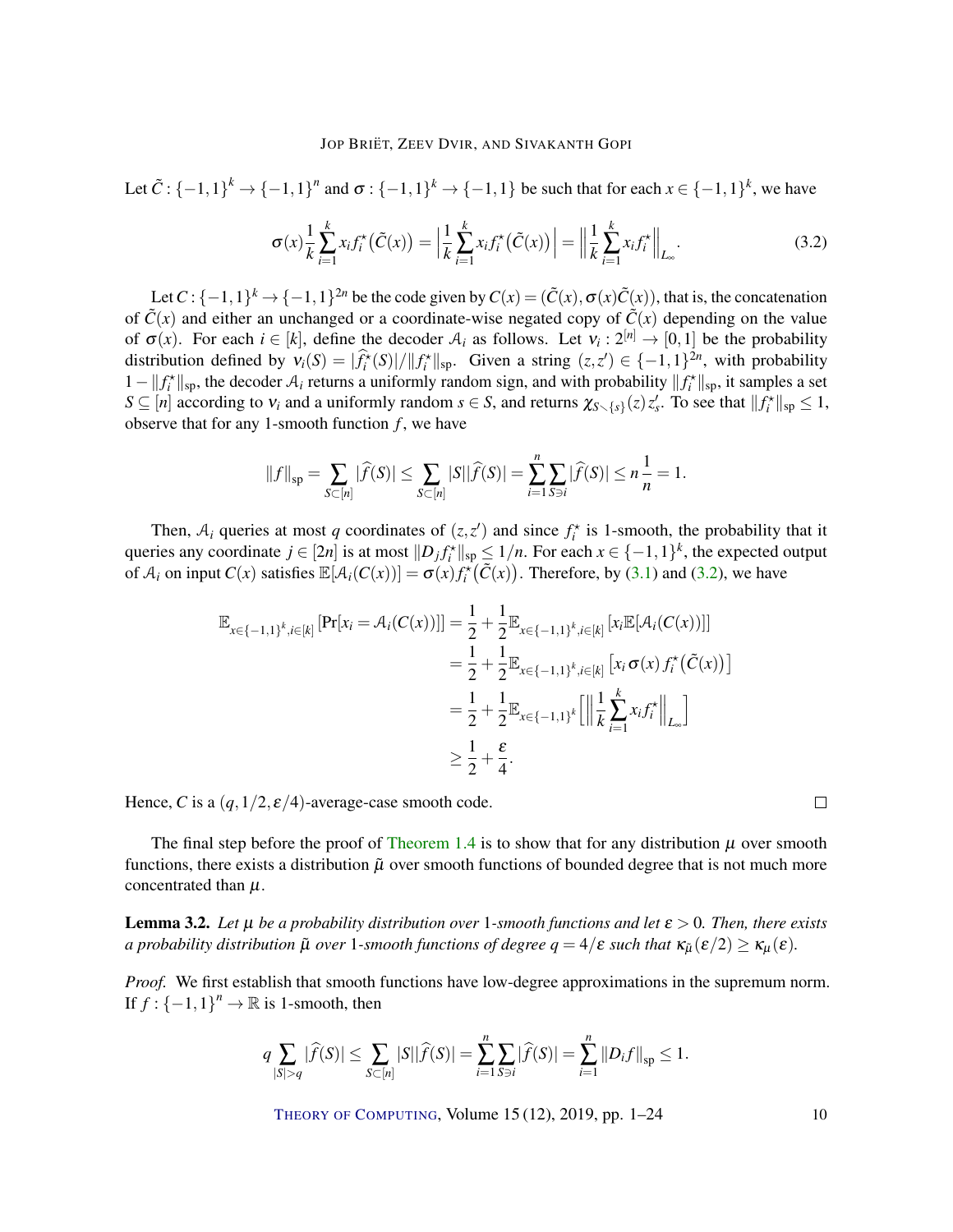Let $\tilde{C} : \{-1,1\}^k \to \{-1,1\}^n$ and $\sigma : \{-1,1\}^k \to \{-1,1\}$ be such that for each $x \in \{-1,1\}^k$, we have

$$\sigma(x)\frac{1}{k}\sum_{i=1}^{k} x_i f_i^\star\big(\tilde{C}(x)\big) = \Big|\frac{1}{k}\sum_{i=1}^{k} x_i f_i^\star\big(\tilde{C}(x)\big)\Big| = \Big\|\frac{1}{k}\sum_{i=1}^{k} x_i f_i^\star\Big\|_{L_\infty}. \tag{3.2}$$

Let $C : \{-1,1\}^k \to \{-1,1\}^{2n}$ be the code given by $C(x) = (\tilde{C}(x), \sigma(x)\tilde{C}(x))$, that is, the concatenation of $\tilde{C}(x)$ and either an unchanged or a coordinate-wise negated copy of $\tilde{C}(x)$ depending on the value of $\sigma(x)$. For each $i \in [k]$, define the decoder $\mathcal{A}_i$ as follows. Let $\nu_i : 2^{[n]} \to [0,1]$ be the probability distribution defined by $\nu_i(S) = |\widehat{f_i^\star}(S)|/\|f_i^\star\|_{\mathrm{sp}}$. Given a string $(z,z') \in \{-1,1\}^{2n}$, with probability $1 - \|f_i^\star\|_{\mathrm{sp}}$, the decoder $\mathcal{A}_i$ returns a uniformly random sign, and with probability $\|f_i^\star\|_{\mathrm{sp}}$, it samples a set $S \subseteq [n]$ according to $\nu_i$ and a uniformly random $s \in S$, and returns $\chi_{S \setminus \{s\}}(z)\, z'_s$. To see that $\|f_i^\star\|_{\mathrm{sp}} \leq 1$, observe that for any 1-smooth function $f$, we have

$$\|f\|_{\mathrm{sp}} = \sum_{S \subset [n]} |\widehat{f}(S)| \leq \sum_{S \subset [n]} |S||\widehat{f}(S)| = \sum_{i=1}^{n}\sum_{S \ni i} |\widehat{f}(S)| \leq n\frac{1}{n} = 1.$$

Then, $\mathcal{A}_i$ queries at most $q$ coordinates of $(z,z')$ and since $f_i^\star$ is 1-smooth, the probability that it queries any coordinate $j \in [2n]$ is at most $\|D_j f_i^\star\|_{\mathrm{sp}} \leq 1/n$. For each $x \in \{-1,1\}^k$, the expected output of $\mathcal{A}_i$ on input $C(x)$ satisfies $\mathbb{E}[\mathcal{A}_i(C(x))] = \sigma(x) f_i^\star\big(\tilde{C}(x)\big)$. Therefore, by (3.1) and (3.2), we have

$$\begin{aligned}
\mathbb{E}_{x \in \{-1,1\}^k, i \in [k]}\left[\Pr[x_i = \mathcal{A}_i(C(x))]\right] &= \frac{1}{2} + \frac{1}{2}\mathbb{E}_{x \in \{-1,1\}^k, i \in [k]}\left[x_i \mathbb{E}[\mathcal{A}_i(C(x))]\right] \\
&= \frac{1}{2} + \frac{1}{2}\mathbb{E}_{x \in \{-1,1\}^k, i \in [k]}\left[x_i \sigma(x) f_i^\star\big(\tilde{C}(x)\big)\right] \\
&= \frac{1}{2} + \frac{1}{2}\mathbb{E}_{x \in \{-1,1\}^k}\left[\Big\|\frac{1}{k}\sum_{i=1}^{k} x_i f_i^\star\Big\|_{L_\infty}\right] \\
&\geq \frac{1}{2} + \frac{\varepsilon}{4}.
\end{aligned}$$

Hence, $C$ is a $(q, 1/2, \varepsilon/4)$-average-case smooth code. $\square$

The final step before the proof of Theorem 1.4 is to show that for any distribution $\mu$ over smooth functions, there exists a distribution $\tilde{\mu}$ over smooth functions of bounded degree that is not much more concentrated than $\mu$.

**Lemma 3.2.** *Let $\mu$ be a probability distribution over 1-smooth functions and let $\varepsilon > 0$. Then, there exists a probability distribution $\tilde{\mu}$ over 1-smooth functions of degree $q = 4/\varepsilon$ such that $\kappa_{\tilde{\mu}}(\varepsilon/2) \geq \kappa_\mu(\varepsilon)$.*

*Proof.* We first establish that smooth functions have low-degree approximations in the supremum norm. If $f : \{-1,1\}^n \to \mathbb{R}$ is 1-smooth, then

$$q\sum_{|S|>q} |\widehat{f}(S)| \leq \sum_{S \subset [n]} |S||\widehat{f}(S)| = \sum_{i=1}^{n}\sum_{S \ni i} |\widehat{f}(S)| = \sum_{i=1}^{n} \|D_i f\|_{\mathrm{sp}} \leq 1.$$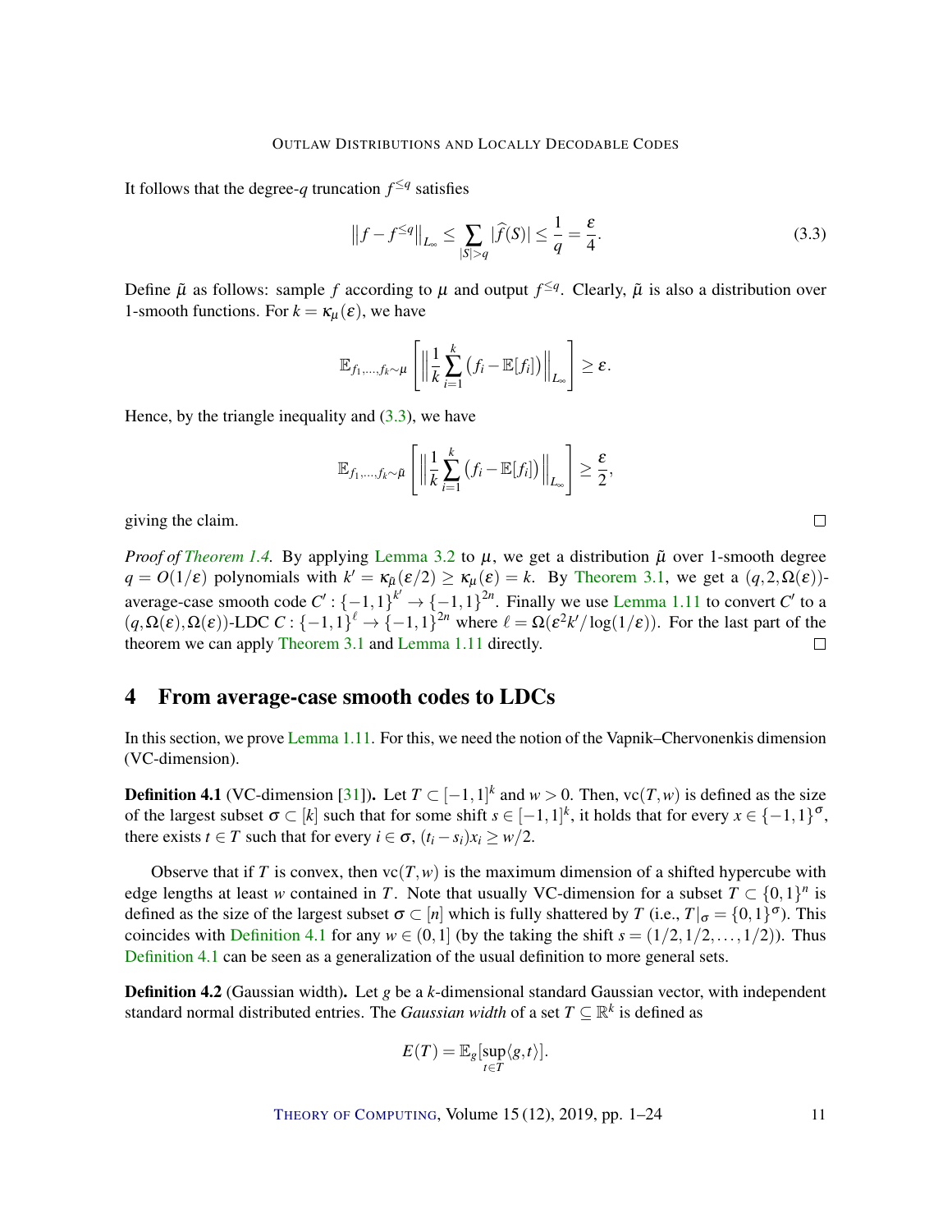It follows that the degree-$q$ truncation $f^{\leq q}$ satisfies

$$\left\|f - f^{\leq q}\right\|_{L_\infty} \leq \sum_{|S|>q} |\widehat{f}(S)| \leq \frac{1}{q} = \frac{\varepsilon}{4}. \tag{3.3}$$

Define $\tilde{\mu}$ as follows: sample $f$ according to $\mu$ and output $f^{\leq q}$. Clearly, $\tilde{\mu}$ is also a distribution over 1-smooth functions. For $k = \kappa_\mu(\varepsilon)$, we have

$$\mathbb{E}_{f_1,\dots,f_k \sim \mu}\left[\left\|\frac{1}{k}\sum_{i=1}^{k}\left(f_i - \mathbb{E}[f_i]\right)\right\|_{L_\infty}\right] \geq \varepsilon.$$

Hence, by the triangle inequality and (3.3), we have

$$\mathbb{E}_{f_1,\dots,f_k \sim \tilde{\mu}}\left[\left\|\frac{1}{k}\sum_{i=1}^{k}\left(f_i - \mathbb{E}[f_i]\right)\right\|_{L_\infty}\right] \geq \frac{\varepsilon}{2},$$

giving the claim. □

*Proof of Theorem 1.4.* By applying Lemma 3.2 to $\mu$, we get a distribution $\tilde{\mu}$ over 1-smooth degree $q = O(1/\varepsilon)$ polynomials with $k' = \kappa_{\tilde{\mu}}(\varepsilon/2) \geq \kappa_\mu(\varepsilon) = k$. By Theorem 3.1, we get a $(q, 2, \Omega(\varepsilon))$-average-case smooth code $C' : \{-1,1\}^{k'} \to \{-1,1\}^{2n}$. Finally we use Lemma 1.11 to convert $C'$ to a $(q, \Omega(\varepsilon), \Omega(\varepsilon))$-LDC $C : \{-1,1\}^{\ell} \to \{-1,1\}^{2n}$ where $\ell = \Omega(\varepsilon^2 k'/\log(1/\varepsilon))$. For the last part of the theorem we can apply Theorem 3.1 and Lemma 1.11 directly. □

## 4 From average-case smooth codes to LDCs

In this section, we prove Lemma 1.11. For this, we need the notion of the Vapnik–Chervonenkis dimension (VC-dimension).

**Definition 4.1** (VC-dimension [31]). Let $T \subset [-1,1]^k$ and $w > 0$. Then, $\mathrm{vc}(T, w)$ is defined as the size of the largest subset $\sigma \subset [k]$ such that for some shift $s \in [-1,1]^k$, it holds that for every $x \in \{-1,1\}^\sigma$, there exists $t \in T$ such that for every $i \in \sigma$, $(t_i - s_i)x_i \geq w/2$.

Observe that if $T$ is convex, then $\mathrm{vc}(T, w)$ is the maximum dimension of a shifted hypercube with edge lengths at least $w$ contained in $T$. Note that usually VC-dimension for a subset $T \subset \{0,1\}^n$ is defined as the size of the largest subset $\sigma \subset [n]$ which is fully shattered by $T$ (i.e., $T|_\sigma = \{0,1\}^\sigma$). This coincides with Definition 4.1 for any $w \in (0,1]$ (by the taking the shift $s = (1/2, 1/2, \dots, 1/2)$). Thus Definition 4.1 can be seen as a generalization of the usual definition to more general sets.

**Definition 4.2** (Gaussian width). Let $g$ be a $k$-dimensional standard Gaussian vector, with independent standard normal distributed entries. The *Gaussian width* of a set $T \subseteq \mathbb{R}^k$ is defined as

$$E(T) = \mathbb{E}_g[\sup_{t \in T}\langle g, t\rangle].$$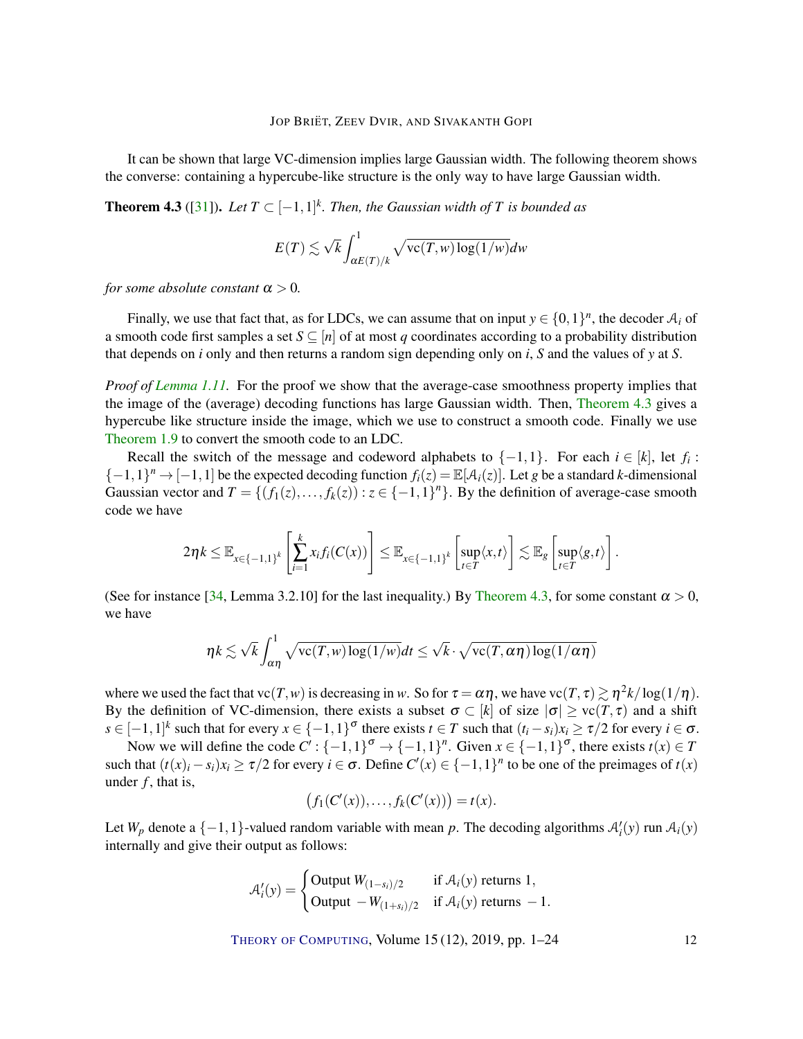It can be shown that large VC-dimension implies large Gaussian width. The following theorem shows the converse: containing a hypercube-like structure is the only way to have large Gaussian width.

**Theorem 4.3** ([31]). *Let $T \subset [-1,1]^k$. Then, the Gaussian width of $T$ is bounded as*

$$E(T) \lesssim \sqrt{k} \int_{\alpha E(T)/k}^{1} \sqrt{\mathrm{vc}(T,w)\log(1/w)}\,dw$$

*for some absolute constant $\alpha > 0$.*

Finally, we use that fact that, as for LDCs, we can assume that on input $y \in \{0,1\}^n$, the decoder $\mathcal{A}_i$ of a smooth code first samples a set $S \subseteq [n]$ of at most $q$ coordinates according to a probability distribution that depends on $i$ only and then returns a random sign depending only on $i$, $S$ and the values of $y$ at $S$.

*Proof of Lemma 1.11.* For the proof we show that the average-case smoothness property implies that the image of the (average) decoding functions has large Gaussian width. Then, Theorem 4.3 gives a hypercube like structure inside the image, which we use to construct a smooth code. Finally we use Theorem 1.9 to convert the smooth code to an LDC.

Recall the switch of the message and codeword alphabets to $\{-1,1\}$. For each $i \in [k]$, let $f_i : \{-1,1\}^n \to [-1,1]$ be the expected decoding function $f_i(z) = \mathbb{E}[\mathcal{A}_i(z)]$. Let $g$ be a standard $k$-dimensional Gaussian vector and $T = \{(f_1(z),\dots,f_k(z)) : z \in \{-1,1\}^n\}$. By the definition of average-case smooth code we have

$$2\eta k \le \mathbb{E}_{x\in\{-1,1\}^k}\left[\sum_{i=1}^{k} x_i f_i(C(x))\right] \le \mathbb{E}_{x\in\{-1,1\}^k}\left[\sup_{t\in T}\langle x,t\rangle\right] \lesssim \mathbb{E}_g\left[\sup_{t\in T}\langle g,t\rangle\right].$$

(See for instance [34, Lemma 3.2.10] for the last inequality.) By Theorem 4.3, for some constant $\alpha > 0$, we have

$$\eta k \lesssim \sqrt{k}\int_{\alpha\eta}^{1} \sqrt{\mathrm{vc}(T,w)\log(1/w)}\,dt \le \sqrt{k}\cdot\sqrt{\mathrm{vc}(T,\alpha\eta)\log(1/\alpha\eta)}$$

where we used the fact that $\mathrm{vc}(T,w)$ is decreasing in $w$. So for $\tau = \alpha\eta$, we have $\mathrm{vc}(T,\tau) \gtrsim \eta^2 k/\log(1/\eta)$. By the definition of VC-dimension, there exists a subset $\sigma \subset [k]$ of size $|\sigma| \ge \mathrm{vc}(T,\tau)$ and a shift $s \in [-1,1]^k$ such that for every $x \in \{-1,1\}^\sigma$ there exists $t \in T$ such that $(t_i - s_i)x_i \ge \tau/2$ for every $i \in \sigma$.

Now we will define the code $C' : \{-1,1\}^\sigma \to \{-1,1\}^n$. Given $x \in \{-1,1\}^\sigma$, there exists $t(x) \in T$ such that $(t(x)_i - s_i)x_i \ge \tau/2$ for every $i \in \sigma$. Define $C'(x) \in \{-1,1\}^n$ to be one of the preimages of $t(x)$ under $f$, that is,

$$\big(f_1(C'(x)),\dots,f_k(C'(x))\big) = t(x).$$

Let $W_p$ denote a $\{-1,1\}$-valued random variable with mean $p$. The decoding algorithms $\mathcal{A}'_i(y)$ run $\mathcal{A}_i(y)$ internally and give their output as follows:

$$\mathcal{A}'_i(y) = \begin{cases} \text{Output } W_{(1-s_i)/2} & \text{if } \mathcal{A}_i(y) \text{ returns } 1, \\ \text{Output } -W_{(1+s_i)/2} & \text{if } \mathcal{A}_i(y) \text{ returns } -1. \end{cases}$$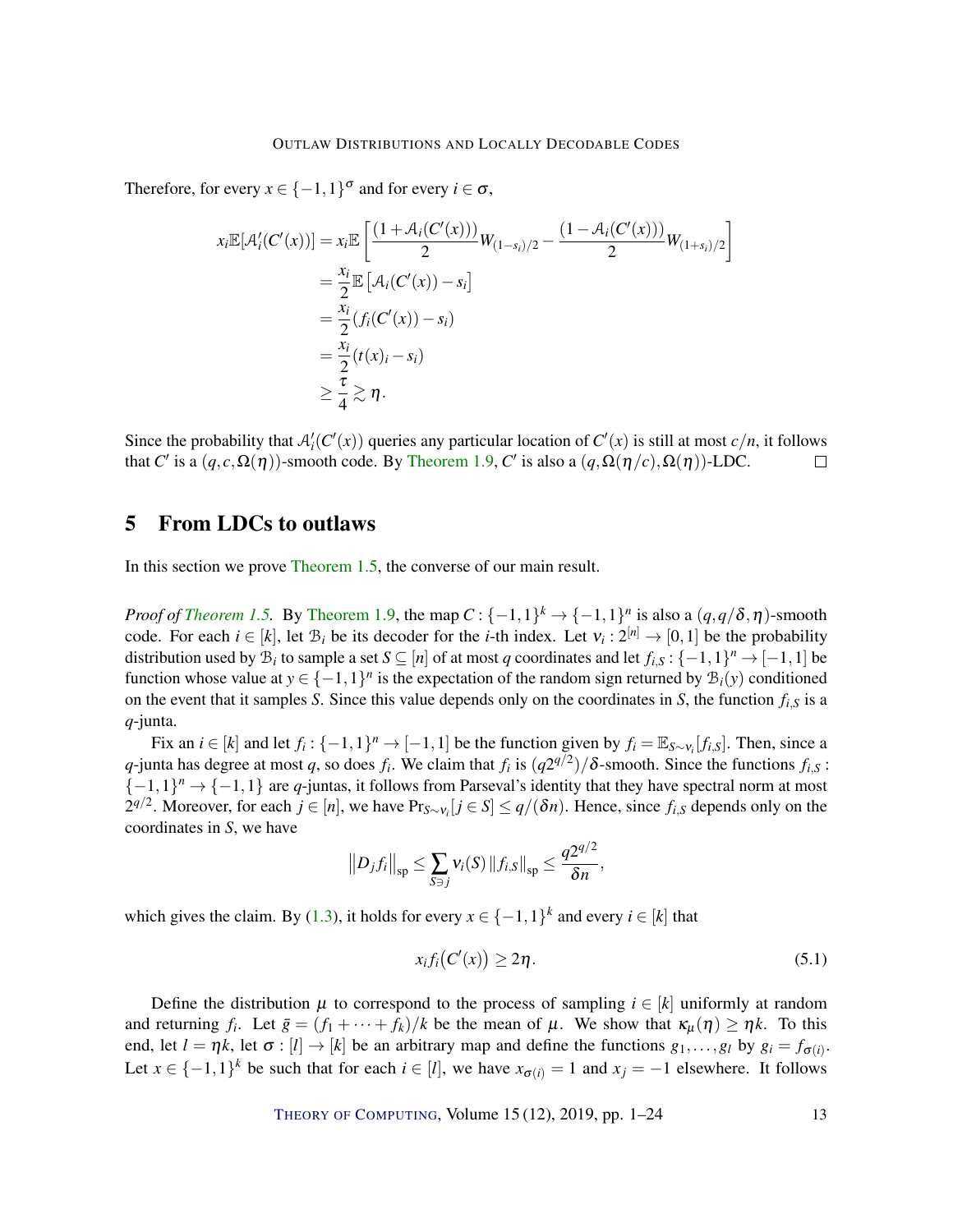Therefore, for every $x \in \{-1,1\}^\sigma$ and for every $i \in \sigma$,

$$\begin{aligned}
x_i \mathbb{E}[\mathcal{A}'_i(C'(x))] &= x_i \mathbb{E}\left[\frac{(1+\mathcal{A}_i(C'(x)))}{2} W_{(1-s_i)/2} - \frac{(1-\mathcal{A}_i(C'(x)))}{2} W_{(1+s_i)/2}\right] \\
&= \frac{x_i}{2} \mathbb{E}\left[\mathcal{A}_i(C'(x)) - s_i\right] \\
&= \frac{x_i}{2} (f_i(C'(x)) - s_i) \\
&= \frac{x_i}{2} (t(x)_i - s_i) \\
&\geq \frac{\tau}{4} \gtrsim \eta.
\end{aligned}$$

Since the probability that $\mathcal{A}'_i(C'(x))$ queries any particular location of $C'(x)$ is still at most $c/n$, it follows that $C'$ is a $(q, c, \Omega(\eta))$-smooth code. By Theorem 1.9, $C'$ is also a $(q, \Omega(\eta/c), \Omega(\eta))$-LDC. □

## 5 From LDCs to outlaws

In this section we prove Theorem 1.5, the converse of our main result.

*Proof of Theorem 1.5.* By Theorem 1.9, the map $C : \{-1,1\}^k \to \{-1,1\}^n$ is also a $(q, q/\delta, \eta)$-smooth code. For each $i \in [k]$, let $\mathcal{B}_i$ be its decoder for the $i$-th index. Let $\nu_i : 2^{[n]} \to [0,1]$ be the probability distribution used by $\mathcal{B}_i$ to sample a set $S \subseteq [n]$ of at most $q$ coordinates and let $f_{i,S} : \{-1,1\}^n \to [-1,1]$ be function whose value at $y \in \{-1,1\}^n$ is the expectation of the random sign returned by $\mathcal{B}_i(y)$ conditioned on the event that it samples $S$. Since this value depends only on the coordinates in $S$, the function $f_{i,S}$ is a $q$-junta.

Fix an $i \in [k]$ and let $f_i : \{-1,1\}^n \to [-1,1]$ be the function given by $f_i = \mathbb{E}_{S \sim \nu_i}[f_{i,S}]$. Then, since a $q$-junta has degree at most $q$, so does $f_i$. We claim that $f_i$ is $(q2^{q/2})/\delta$-smooth. Since the functions $f_{i,S} : \{-1,1\}^n \to \{-1,1\}$ are $q$-juntas, it follows from Parseval's identity that they have spectral norm at most $2^{q/2}$. Moreover, for each $j \in [n]$, we have $\Pr_{S \sim \nu_i}[j \in S] \leq q/(\delta n)$. Hence, since $f_{i,S}$ depends only on the coordinates in $S$, we have

$$\left\| D_j f_i \right\|_{\mathrm{sp}} \leq \sum_{S \ni j} \nu_i(S) \left\| f_{i,S} \right\|_{\mathrm{sp}} \leq \frac{q 2^{q/2}}{\delta n},$$

which gives the claim. By (1.3), it holds for every $x \in \{-1,1\}^k$ and every $i \in [k]$ that

$$x_i f_i\big(C'(x)\big) \geq 2\eta. \tag{5.1}$$

Define the distribution $\mu$ to correspond to the process of sampling $i \in [k]$ uniformly at random and returning $f_i$. Let $\bar{g} = (f_1 + \cdots + f_k)/k$ be the mean of $\mu$. We show that $\kappa_\mu(\eta) \geq \eta k$. To this end, let $l = \eta k$, let $\sigma : [l] \to [k]$ be an arbitrary map and define the functions $g_1, \ldots, g_l$ by $g_i = f_{\sigma(i)}$. Let $x \in \{-1,1\}^k$ be such that for each $i \in [l]$, we have $x_{\sigma(i)} = 1$ and $x_j = -1$ elsewhere. It follows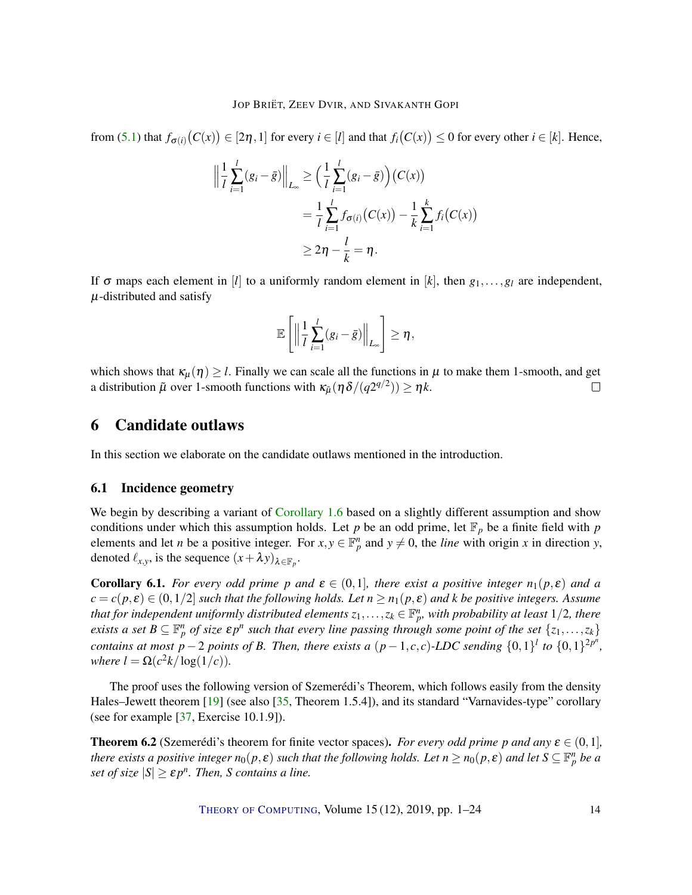from (5.1) that $f_{\sigma(i)}\big(C(x)\big) \in [2\eta, 1]$ for every $i \in [l]$ and that $f_i\big(C(x)\big) \le 0$ for every other $i \in [k]$. Hence,

$$\Big\| \frac{1}{l}\sum_{i=1}^{l}(g_i - \bar{g})\Big\|_{L_\infty} \ge \Big(\frac{1}{l}\sum_{i=1}^{l}(g_i - \bar{g})\Big)\big(C(x)\big)$$
$$= \frac{1}{l}\sum_{i=1}^{l} f_{\sigma(i)}\big(C(x)\big) - \frac{1}{k}\sum_{i=1}^{k} f_i\big(C(x)\big)$$
$$\ge 2\eta - \frac{l}{k} = \eta.$$

If $\sigma$ maps each element in $[l]$ to a uniformly random element in $[k]$, then $g_1, \dots, g_l$ are independent, $\mu$-distributed and satisfy

$$\mathbb{E}\left[\Big\| \frac{1}{l}\sum_{i=1}^{l}(g_i - \bar{g})\Big\|_{L_\infty}\right] \ge \eta,$$

which shows that $\kappa_\mu(\eta) \ge l$. Finally we can scale all the functions in $\mu$ to make them 1-smooth, and get a distribution $\tilde{\mu}$ over 1-smooth functions with $\kappa_{\tilde{\mu}}(\eta\delta/(q2^{q/2})) \ge \eta k$. □

## 6 Candidate outlaws

In this section we elaborate on the candidate outlaws mentioned in the introduction.

### 6.1 Incidence geometry

We begin by describing a variant of Corollary 1.6 based on a slightly different assumption and show conditions under which this assumption holds. Let $p$ be an odd prime, let $\mathbb{F}_p$ be a finite field with $p$ elements and let $n$ be a positive integer. For $x, y \in \mathbb{F}_p^n$ and $y \ne 0$, the *line* with origin $x$ in direction $y$, denoted $\ell_{x,y}$, is the sequence $(x + \lambda y)_{\lambda \in \mathbb{F}_p}$.

**Corollary 6.1.** *For every odd prime $p$ and $\varepsilon \in (0,1]$, there exist a positive integer $n_1(p,\varepsilon)$ and a $c = c(p,\varepsilon) \in (0,1/2]$ such that the following holds. Let $n \ge n_1(p,\varepsilon)$ and $k$ be positive integers. Assume that for independent uniformly distributed elements $z_1, \dots, z_k \in \mathbb{F}_p^n$, with probability at least $1/2$, there exists a set $B \subseteq \mathbb{F}_p^n$ of size $\varepsilon p^n$ such that every line passing through some point of the set $\{z_1, \dots, z_k\}$ contains at most $p-2$ points of $B$. Then, there exists a $(p-1, c, c)$-LDC sending $\{0,1\}^l$ to $\{0,1\}^{2p^n}$, where $l = \Omega(c^2 k/\log(1/c))$.*

The proof uses the following version of Szemerédi's Theorem, which follows easily from the density Hales–Jewett theorem [19] (see also [35, Theorem 1.5.4]), and its standard "Varnavides-type" corollary (see for example [37, Exercise 10.1.9]).

**Theorem 6.2** (Szemerédi's theorem for finite vector spaces)**.** *For every odd prime $p$ and any $\varepsilon \in (0,1]$, there exists a positive integer $n_0(p,\varepsilon)$ such that the following holds. Let $n \ge n_0(p,\varepsilon)$ and let $S \subseteq \mathbb{F}_p^n$ be a set of size $|S| \ge \varepsilon p^n$. Then, $S$ contains a line.*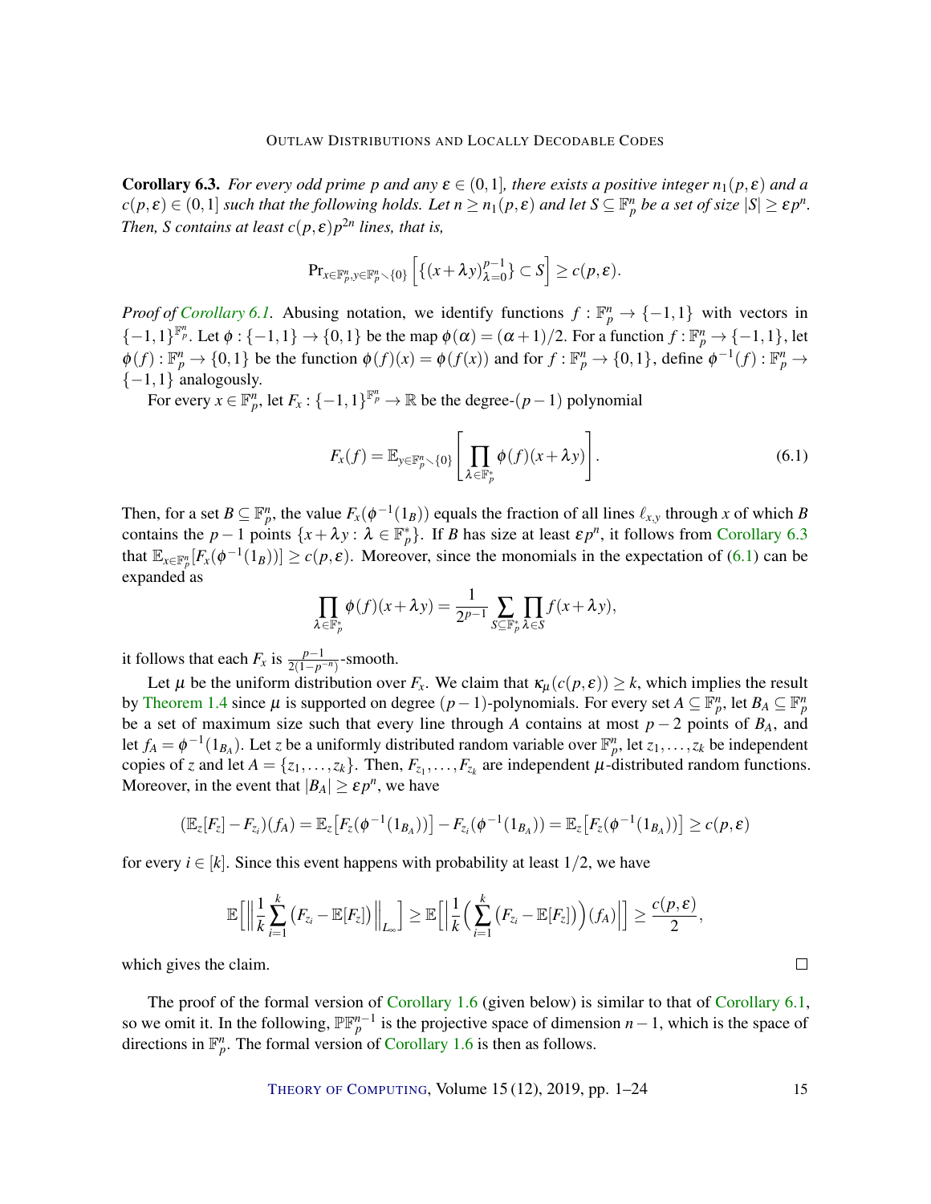**Corollary 6.3.** *For every odd prime $p$ and any $\varepsilon \in (0,1]$, there exists a positive integer $n_1(p,\varepsilon)$ and a $c(p,\varepsilon) \in (0,1]$ such that the following holds. Let $n \geq n_1(p,\varepsilon)$ and let $S \subseteq \mathbb{F}_p^n$ be a set of size $|S| \geq \varepsilon p^n$. Then, $S$ contains at least $c(p,\varepsilon)p^{2n}$ lines, that is,*

$$\Pr_{x\in\mathbb{F}_p^n, y\in\mathbb{F}_p^n\setminus\{0\}}\Big[\{(x+\lambda y)_{\lambda=0}^{p-1}\} \subset S\Big] \geq c(p,\varepsilon).$$

*Proof of Corollary 6.1.* Abusing notation, we identify functions $f : \mathbb{F}_p^n \to \{-1,1\}$ with vectors in $\{-1,1\}^{\mathbb{F}_p^n}$. Let $\phi : \{-1,1\} \to \{0,1\}$ be the map $\phi(\alpha) = (\alpha+1)/2$. For a function $f : \mathbb{F}_p^n \to \{-1,1\}$, let $\phi(f) : \mathbb{F}_p^n \to \{0,1\}$ be the function $\phi(f)(x) = \phi(f(x))$ and for $f : \mathbb{F}_p^n \to \{0,1\}$, define $\phi^{-1}(f) : \mathbb{F}_p^n \to \{-1,1\}$ analogously.

For every $x \in \mathbb{F}_p^n$, let $F_x : \{-1,1\}^{\mathbb{F}_p^n} \to \mathbb{R}$ be the degree-$(p-1)$ polynomial

$$F_x(f) = \mathbb{E}_{y\in\mathbb{F}_p^n\setminus\{0\}}\Bigg[\prod_{\lambda\in\mathbb{F}_p^*}\phi(f)(x+\lambda y)\Bigg]. \tag{6.1}$$

Then, for a set $B \subseteq \mathbb{F}_p^n$, the value $F_x(\phi^{-1}(1_B))$ equals the fraction of all lines $\ell_{x,y}$ through $x$ of which $B$ contains the $p-1$ points $\{x+\lambda y : \lambda \in \mathbb{F}_p^*\}$. If $B$ has size at least $\varepsilon p^n$, it follows from Corollary 6.3 that $\mathbb{E}_{x\in\mathbb{F}_p^n}[F_x(\phi^{-1}(1_B))] \geq c(p,\varepsilon)$. Moreover, since the monomials in the expectation of (6.1) can be expanded as

$$\prod_{\lambda\in\mathbb{F}_p^*}\phi(f)(x+\lambda y) = \frac{1}{2^{p-1}}\sum_{S\subseteq\mathbb{F}_p^*}\prod_{\lambda\in S} f(x+\lambda y),$$

it follows that each $F_x$ is $\frac{p-1}{2(1-p^{-n})}$-smooth.

Let $\mu$ be the uniform distribution over $F_x$. We claim that $\kappa_\mu(c(p,\varepsilon)) \geq k$, which implies the result by Theorem 1.4 since $\mu$ is supported on degree $(p-1)$-polynomials. For every set $A \subseteq \mathbb{F}_p^n$, let $B_A \subseteq \mathbb{F}_p^n$ be a set of maximum size such that every line through $A$ contains at most $p-2$ points of $B_A$, and let $f_A = \phi^{-1}(1_{B_A})$. Let $z$ be a uniformly distributed random variable over $\mathbb{F}_p^n$, let $z_1,\dots,z_k$ be independent copies of $z$ and let $A = \{z_1,\dots,z_k\}$. Then, $F_{z_1},\dots,F_{z_k}$ are independent $\mu$-distributed random functions. Moreover, in the event that $|B_A| \geq \varepsilon p^n$, we have

$$(\mathbb{E}_z[F_z] - F_{z_i})(f_A) = \mathbb{E}_z\big[F_z(\phi^{-1}(1_{B_A}))\big] - F_{z_i}(\phi^{-1}(1_{B_A})) = \mathbb{E}_z\big[F_z(\phi^{-1}(1_{B_A}))\big] \geq c(p,\varepsilon)$$

for every $i \in [k]$. Since this event happens with probability at least $1/2$, we have

$$\mathbb{E}\Big[\Big\|\frac{1}{k}\sum_{i=1}^k\big(F_{z_i} - \mathbb{E}[F_z]\big)\Big\|_{L_\infty}\Big] \geq \mathbb{E}\Big[\Big|\frac{1}{k}\Big(\sum_{i=1}^k\big(F_{z_i} - \mathbb{E}[F_z]\big)\Big)(f_A)\Big|\Big] \geq \frac{c(p,\varepsilon)}{2},$$

which gives the claim. ∎

The proof of the formal version of Corollary 1.6 (given below) is similar to that of Corollary 6.1, so we omit it. In the following, $\mathbb{P}\mathbb{F}_p^{n-1}$ is the projective space of dimension $n-1$, which is the space of directions in $\mathbb{F}_p^n$. The formal version of Corollary 1.6 is then as follows.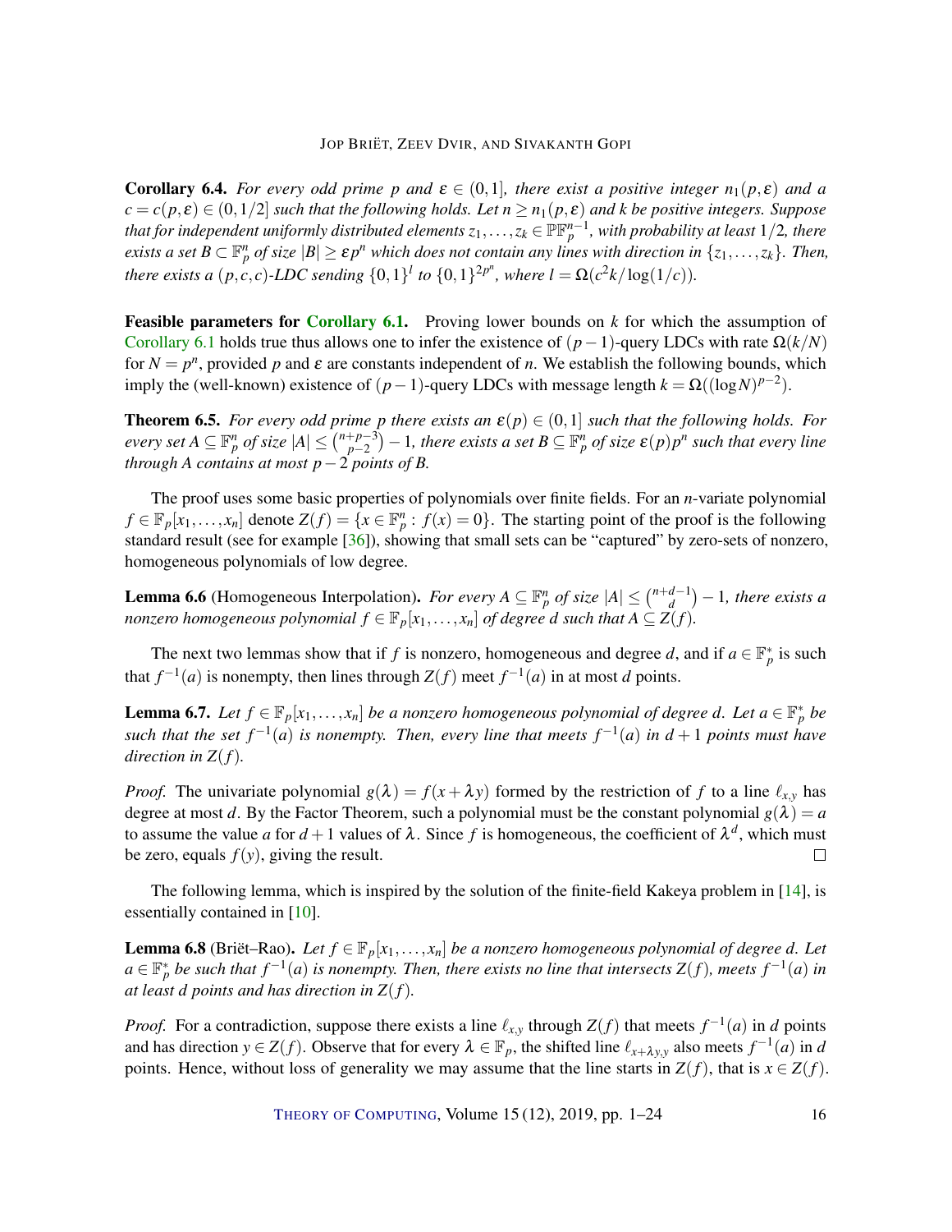**Corollary 6.4.** *For every odd prime $p$ and $\varepsilon \in (0,1]$, there exist a positive integer $n_1(p,\varepsilon)$ and a $c = c(p,\varepsilon) \in (0,1/2]$ such that the following holds. Let $n \geq n_1(p,\varepsilon)$ and $k$ be positive integers. Suppose that for independent uniformly distributed elements $z_1,\ldots,z_k \in \mathbb{PF}_p^{n-1}$, with probability at least $1/2$, there exists a set $B \subset \mathbb{F}_p^n$ of size $|B| \geq \varepsilon p^n$ which does not contain any lines with direction in $\{z_1,\ldots,z_k\}$. Then, there exists a $(p,c,c)$-LDC sending $\{0,1\}^l$ to $\{0,1\}^{2p^n}$, where $l = \Omega(c^2 k/\log(1/c))$.*

**Feasible parameters for Corollary 6.1.** Proving lower bounds on $k$ for which the assumption of Corollary 6.1 holds true thus allows one to infer the existence of $(p-1)$-query LDCs with rate $\Omega(k/N)$ for $N = p^n$, provided $p$ and $\varepsilon$ are constants independent of $n$. We establish the following bounds, which imply the (well-known) existence of $(p-1)$-query LDCs with message length $k = \Omega((\log N)^{p-2})$.

**Theorem 6.5.** *For every odd prime $p$ there exists an $\varepsilon(p) \in (0,1]$ such that the following holds. For every set $A \subseteq \mathbb{F}_p^n$ of size $|A| \leq \binom{n+p-3}{p-2} - 1$, there exists a set $B \subseteq \mathbb{F}_p^n$ of size $\varepsilon(p)p^n$ such that every line through $A$ contains at most $p-2$ points of $B$.*

The proof uses some basic properties of polynomials over finite fields. For an $n$-variate polynomial $f \in \mathbb{F}_p[x_1,\ldots,x_n]$ denote $Z(f) = \{x \in \mathbb{F}_p^n : f(x) = 0\}$. The starting point of the proof is the following standard result (see for example [36]), showing that small sets can be "captured" by zero-sets of nonzero, homogeneous polynomials of low degree.

**Lemma 6.6** (Homogeneous Interpolation)**.** *For every $A \subseteq \mathbb{F}_p^n$ of size $|A| \leq \binom{n+d-1}{d} - 1$, there exists a nonzero homogeneous polynomial $f \in \mathbb{F}_p[x_1,\ldots,x_n]$ of degree $d$ such that $A \subseteq Z(f)$.*

The next two lemmas show that if $f$ is nonzero, homogeneous and degree $d$, and if $a \in \mathbb{F}_p^*$ is such that $f^{-1}(a)$ is nonempty, then lines through $Z(f)$ meet $f^{-1}(a)$ in at most $d$ points.

**Lemma 6.7.** *Let $f \in \mathbb{F}_p[x_1,\ldots,x_n]$ be a nonzero homogeneous polynomial of degree $d$. Let $a \in \mathbb{F}_p^*$ be such that the set $f^{-1}(a)$ is nonempty. Then, every line that meets $f^{-1}(a)$ in $d+1$ points must have direction in $Z(f)$.*

*Proof.* The univariate polynomial $g(\lambda) = f(x+\lambda y)$ formed by the restriction of $f$ to a line $\ell_{x,y}$ has degree at most $d$. By the Factor Theorem, such a polynomial must be the constant polynomial $g(\lambda) = a$ to assume the value $a$ for $d+1$ values of $\lambda$. Since $f$ is homogeneous, the coefficient of $\lambda^d$, which must be zero, equals $f(y)$, giving the result. □

The following lemma, which is inspired by the solution of the finite-field Kakeya problem in [14], is essentially contained in [10].

**Lemma 6.8** (Briët–Rao)**.** *Let $f \in \mathbb{F}_p[x_1,\ldots,x_n]$ be a nonzero homogeneous polynomial of degree $d$. Let $a \in \mathbb{F}_p^*$ be such that $f^{-1}(a)$ is nonempty. Then, there exists no line that intersects $Z(f)$, meets $f^{-1}(a)$ in at least $d$ points and has direction in $Z(f)$.*

*Proof.* For a contradiction, suppose there exists a line $\ell_{x,y}$ through $Z(f)$ that meets $f^{-1}(a)$ in $d$ points and has direction $y \in Z(f)$. Observe that for every $\lambda \in \mathbb{F}_p$, the shifted line $\ell_{x+\lambda y,y}$ also meets $f^{-1}(a)$ in $d$ points. Hence, without loss of generality we may assume that the line starts in $Z(f)$, that is $x \in Z(f)$.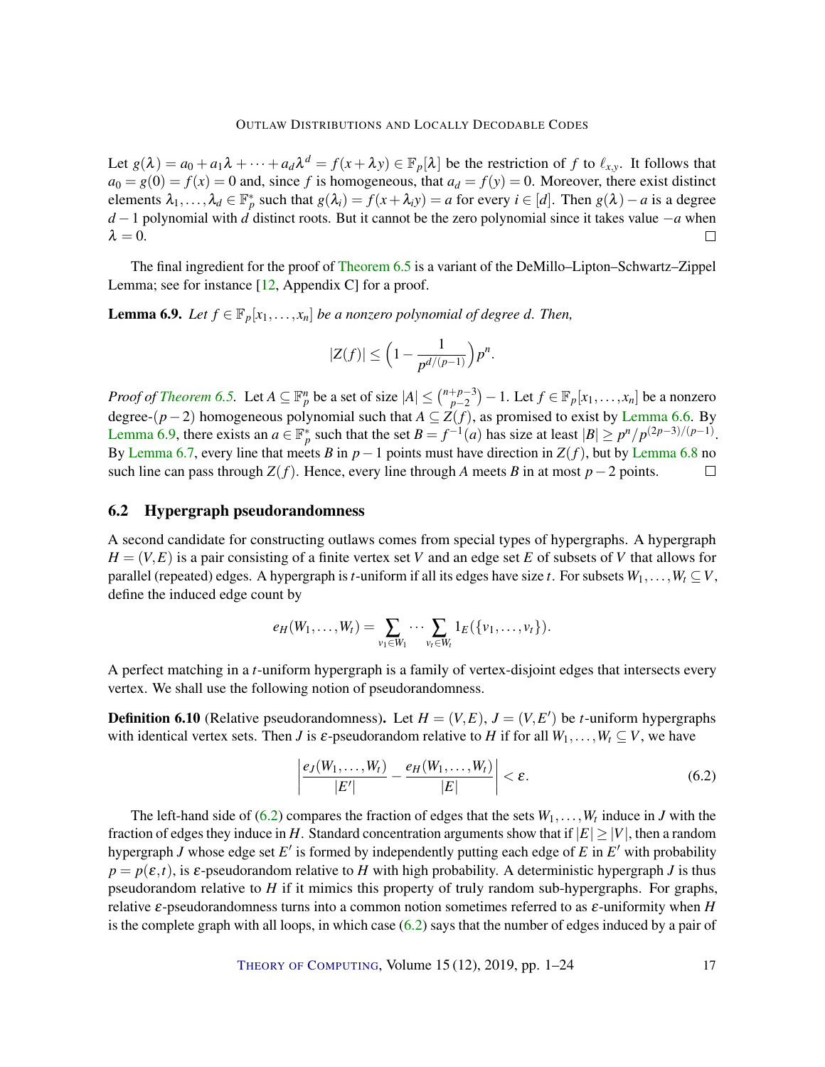Let $g(\lambda) = a_0 + a_1\lambda + \cdots + a_d\lambda^d = f(x+\lambda y) \in \mathbb{F}_p[\lambda]$ be the restriction of $f$ to $\ell_{x,y}$. It follows that $a_0 = g(0) = f(x) = 0$ and, since $f$ is homogeneous, that $a_d = f(y) = 0$. Moreover, there exist distinct elements $\lambda_1, \dots, \lambda_d \in \mathbb{F}_p^*$ such that $g(\lambda_i) = f(x+\lambda_i y) = a$ for every $i \in [d]$. Then $g(\lambda) - a$ is a degree $d-1$ polynomial with $d$ distinct roots. But it cannot be the zero polynomial since it takes value $-a$ when $\lambda = 0$. □

The final ingredient for the proof of Theorem 6.5 is a variant of the DeMillo–Lipton–Schwartz–Zippel Lemma; see for instance [12, Appendix C] for a proof.

**Lemma 6.9.** *Let $f \in \mathbb{F}_p[x_1, \dots, x_n]$ be a nonzero polynomial of degree $d$. Then,*

$$|Z(f)| \leq \Big(1 - \frac{1}{p^{d/(p-1)}}\Big) p^n.$$

*Proof of Theorem 6.5.* Let $A \subseteq \mathbb{F}_p^n$ be a set of size $|A| \leq \binom{n+p-3}{p-2} - 1$. Let $f \in \mathbb{F}_p[x_1, \dots, x_n]$ be a nonzero degree-$(p-2)$ homogeneous polynomial such that $A \subseteq Z(f)$, as promised to exist by Lemma 6.6. By Lemma 6.9, there exists an $a \in \mathbb{F}_p^*$ such that the set $B = f^{-1}(a)$ has size at least $|B| \geq p^n / p^{(2p-3)/(p-1)}$. By Lemma 6.7, every line that meets $B$ in $p-1$ points must have direction in $Z(f)$, but by Lemma 6.8 no such line can pass through $Z(f)$. Hence, every line through $A$ meets $B$ in at most $p-2$ points. □

### 6.2 Hypergraph pseudorandomness

A second candidate for constructing outlaws comes from special types of hypergraphs. A hypergraph $H = (V, E)$ is a pair consisting of a finite vertex set $V$ and an edge set $E$ of subsets of $V$ that allows for parallel (repeated) edges. A hypergraph is $t$-uniform if all its edges have size $t$. For subsets $W_1, \dots, W_t \subseteq V$, define the induced edge count by

$$e_H(W_1, \dots, W_t) = \sum_{v_1 \in W_1} \cdots \sum_{v_t \in W_t} 1_E(\{v_1, \dots, v_t\}).$$

A perfect matching in a $t$-uniform hypergraph is a family of vertex-disjoint edges that intersects every vertex. We shall use the following notion of pseudorandomness.

**Definition 6.10** (Relative pseudorandomness)**.** Let $H = (V, E)$, $J = (V, E')$ be $t$-uniform hypergraphs with identical vertex sets. Then $J$ is $\varepsilon$-pseudorandom relative to $H$ if for all $W_1, \dots, W_t \subseteq V$, we have

$$\left| \frac{e_J(W_1, \dots, W_t)}{|E'|} - \frac{e_H(W_1, \dots, W_t)}{|E|} \right| < \varepsilon. \tag{6.2}$$

The left-hand side of (6.2) compares the fraction of edges that the sets $W_1, \dots, W_t$ induce in $J$ with the fraction of edges they induce in $H$. Standard concentration arguments show that if $|E| \geq |V|$, then a random hypergraph $J$ whose edge set $E'$ is formed by independently putting each edge of $E$ in $E'$ with probability $p = p(\varepsilon, t)$, is $\varepsilon$-pseudorandom relative to $H$ with high probability. A deterministic hypergraph $J$ is thus pseudorandom relative to $H$ if it mimics this property of truly random sub-hypergraphs. For graphs, relative $\varepsilon$-pseudorandomness turns into a common notion sometimes referred to as $\varepsilon$-uniformity when $H$ is the complete graph with all loops, in which case (6.2) says that the number of edges induced by a pair of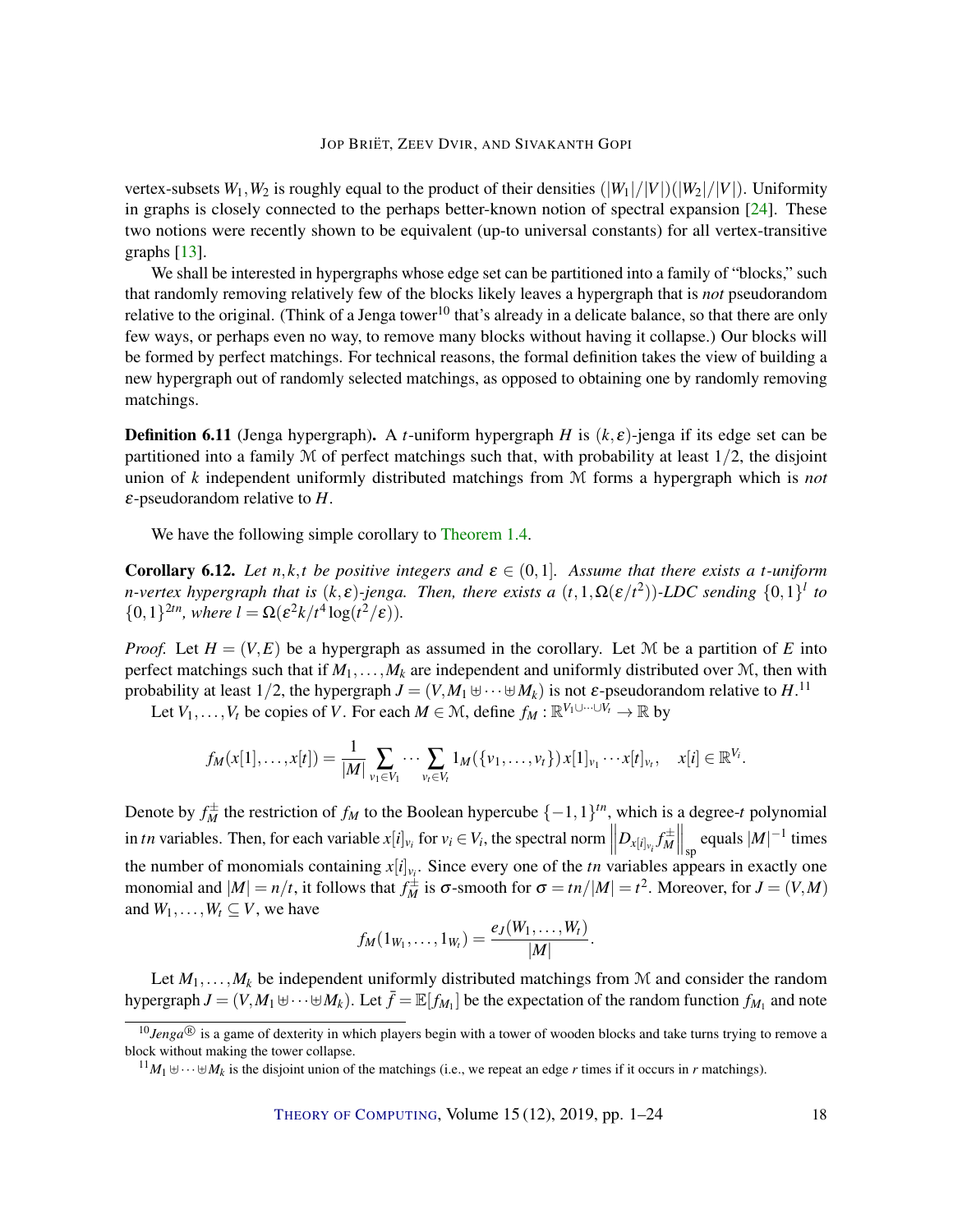vertex-subsets $W_1, W_2$ is roughly equal to the product of their densities $(|W_1|/|V|)(|W_2|/|V|)$. Uniformity in graphs is closely connected to the perhaps better-known notion of spectral expansion [24]. These two notions were recently shown to be equivalent (up-to universal constants) for all vertex-transitive graphs [13].

We shall be interested in hypergraphs whose edge set can be partitioned into a family of "blocks," such that randomly removing relatively few of the blocks likely leaves a hypergraph that is *not* pseudorandom relative to the original. (Think of a Jenga tower[10] that's already in a delicate balance, so that there are only few ways, or perhaps even no way, to remove many blocks without having it collapse.) Our blocks will be formed by perfect matchings. For technical reasons, the formal definition takes the view of building a new hypergraph out of randomly selected matchings, as opposed to obtaining one by randomly removing matchings.

**Definition 6.11** (Jenga hypergraph)**.** *A $t$-uniform hypergraph $H$ is $(k,\varepsilon)$-jenga if its edge set can be partitioned into a family $\mathcal{M}$ of perfect matchings such that, with probability at least $1/2$, the disjoint union of $k$ independent uniformly distributed matchings from $\mathcal{M}$ forms a hypergraph which is not $\varepsilon$-pseudorandom relative to $H$.*

We have the following simple corollary to Theorem 1.4.

**Corollary 6.12.** *Let $n,k,t$ be positive integers and $\varepsilon \in (0,1]$. Assume that there exists a $t$-uniform $n$-vertex hypergraph that is $(k,\varepsilon)$-jenga. Then, there exists a $(t,1,\Omega(\varepsilon/t^2))$-LDC sending $\{0,1\}^l$ to $\{0,1\}^{2tn}$, where $l = \Omega(\varepsilon^2 k/t^4 \log(t^2/\varepsilon))$.*

*Proof.* Let $H = (V,E)$ be a hypergraph as assumed in the corollary. Let $\mathcal{M}$ be a partition of $E$ into perfect matchings such that if $M_1,\dots,M_k$ are independent and uniformly distributed over $\mathcal{M}$, then with probability at least $1/2$, the hypergraph $J = (V, M_1 \uplus \cdots \uplus M_k)$ is not $\varepsilon$-pseudorandom relative to $H$.[11]

Let $V_1,\dots,V_t$ be copies of $V$. For each $M \in \mathcal{M}$, define $f_M : \mathbb{R}^{V_1\cup\cdots\cup V_t} \to \mathbb{R}$ by

$$f_M(x[1],\dots,x[t]) = \frac{1}{|M|}\sum_{v_1\in V_1}\cdots\sum_{v_t\in V_t} 1_M(\{v_1,\dots,v_t\})\, x[1]_{v_1}\cdots x[t]_{v_t}, \quad x[i]\in\mathbb{R}^{V_i}.$$

Denote by $f_M^{\pm}$ the restriction of $f_M$ to the Boolean hypercube $\{-1,1\}^{tn}$, which is a degree-$t$ polynomial in $tn$ variables. Then, for each variable $x[i]_{v_i}$ for $v_i \in V_i$, the spectral norm $\left\|D_{x[i]_{v_i}} f_M^{\pm}\right\|_{\mathrm{sp}}$ equals $|M|^{-1}$ times the number of monomials containing $x[i]_{v_i}$. Since every one of the $tn$ variables appears in exactly one monomial and $|M| = n/t$, it follows that $f_M^{\pm}$ is $\sigma$-smooth for $\sigma = tn/|M| = t^2$. Moreover, for $J = (V,M)$ and $W_1,\dots,W_t \subseteq V$, we have

$$f_M(1_{W_1},\dots,1_{W_t}) = \frac{e_J(W_1,\dots,W_t)}{|M|}.$$

Let $M_1,\dots,M_k$ be independent uniformly distributed matchings from $\mathcal{M}$ and consider the random hypergraph $J = (V, M_1 \uplus \cdots \uplus M_k)$. Let $\bar{f} = \mathbb{E}[f_{M_1}]$ be the expectation of the random function $f_{M_1}$ and note

[10] *Jenga*® is a game of dexterity in which players begin with a tower of wooden blocks and take turns trying to remove a block without making the tower collapse.

[11] $M_1 \uplus \cdots \uplus M_k$ is the disjoint union of the matchings (i.e., we repeat an edge $r$ times if it occurs in $r$ matchings).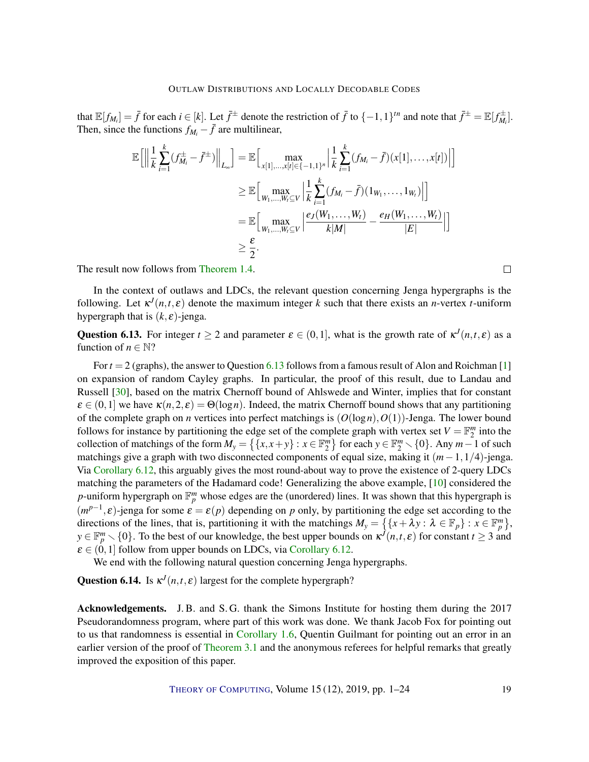that $\mathbb{E}[f_{M_i}] = \bar{f}$ for each $i \in [k]$. Let $\bar{f}^{\pm}$ denote the restriction of $\bar{f}$ to $\{-1,1\}^{tn}$ and note that $\bar{f}^{\pm} = \mathbb{E}[f_{M_i}^{\pm}]$. Then, since the functions $f_{M_i} - \bar{f}$ are multilinear,

$$
\begin{aligned}
\mathbb{E}\Big[\Big\|\frac{1}{k}\sum_{i=1}^{k}(f_{M_i}^{\pm} - \bar{f}^{\pm})\Big\|_{L_\infty}\Big] &= \mathbb{E}\Big[\max_{x[1],\dots,x[t]\in\{-1,1\}^n}\Big|\frac{1}{k}\sum_{i=1}^{k}(f_{M_i} - \bar{f})(x[1],\dots,x[t])\Big|\Big] \\
&\geq \mathbb{E}\Big[\max_{W_1,\dots,W_t\subseteq V}\Big|\frac{1}{k}\sum_{i=1}^{k}(f_{M_i} - \bar{f})(1_{W_1},\dots,1_{W_t})\Big|\Big] \\
&= \mathbb{E}\Big[\max_{W_1,\dots,W_t\subseteq V}\Big|\frac{e_J(W_1,\dots,W_t)}{k|M|} - \frac{e_H(W_1,\dots,W_t)}{|E|}\Big|\Big] \\
&\geq \frac{\varepsilon}{2}.
\end{aligned}
$$

The result now follows from Theorem 1.4. □

In the context of outlaws and LDCs, the relevant question concerning Jenga hypergraphs is the following. Let $\kappa^J(n,t,\varepsilon)$ denote the maximum integer $k$ such that there exists an $n$-vertex $t$-uniform hypergraph that is $(k,\varepsilon)$-jenga.

**Question 6.13.** For integer $t \geq 2$ and parameter $\varepsilon \in (0,1]$, what is the growth rate of $\kappa^J(n,t,\varepsilon)$ as a function of $n \in \mathbb{N}$?

For $t = 2$ (graphs), the answer to Question 6.13 follows from a famous result of Alon and Roichman [1] on expansion of random Cayley graphs. In particular, the proof of this result, due to Landau and Russell [30], based on the matrix Chernoff bound of Ahlswede and Winter, implies that for constant $\varepsilon \in (0,1]$ we have $\kappa(n,2,\varepsilon) = \Theta(\log n)$. Indeed, the matrix Chernoff bound shows that any partitioning of the complete graph on $n$ vertices into perfect matchings is $(O(\log n), O(1))$-Jenga. The lower bound follows for instance by partitioning the edge set of the complete graph with vertex set $V = \mathbb{F}_2^m$ into the collection of matchings of the form $M_y = \big\{\{x, x+y\} : x \in \mathbb{F}_2^m\big\}$ for each $y \in \mathbb{F}_2^m \setminus \{0\}$. Any $m-1$ of such matchings give a graph with two disconnected components of equal size, making it $(m-1, 1/4)$-jenga. Via Corollary 6.12, this arguably gives the most round-about way to prove the existence of 2-query LDCs matching the parameters of the Hadamard code! Generalizing the above example, [10] considered the $p$-uniform hypergraph on $\mathbb{F}_p^m$ whose edges are the (unordered) lines. It was shown that this hypergraph is $(m^{p-1}, \varepsilon)$-jenga for some $\varepsilon = \varepsilon(p)$ depending on $p$ only, by partitioning the edge set according to the directions of the lines, that is, partitioning it with the matchings $M_y = \big\{\{x + \lambda y : \lambda \in \mathbb{F}_p\} : x \in \mathbb{F}_p^m\big\}$, $y \in \mathbb{F}_p^m \setminus \{0\}$. To the best of our knowledge, the best upper bounds on $\kappa^J(n,t,\varepsilon)$ for constant $t \geq 3$ and $\varepsilon \in (0,1]$ follow from upper bounds on LDCs, via Corollary 6.12.

We end with the following natural question concerning Jenga hypergraphs.

**Question 6.14.** Is $\kappa^J(n,t,\varepsilon)$ largest for the complete hypergraph?

**Acknowledgements.** J. B. and S. G. thank the Simons Institute for hosting them during the 2017 Pseudorandomness program, where part of this work was done. We thank Jacob Fox for pointing out to us that randomness is essential in Corollary 1.6, Quentin Guilmant for pointing out an error in an earlier version of the proof of Theorem 3.1 and the anonymous referees for helpful remarks that greatly improved the exposition of this paper.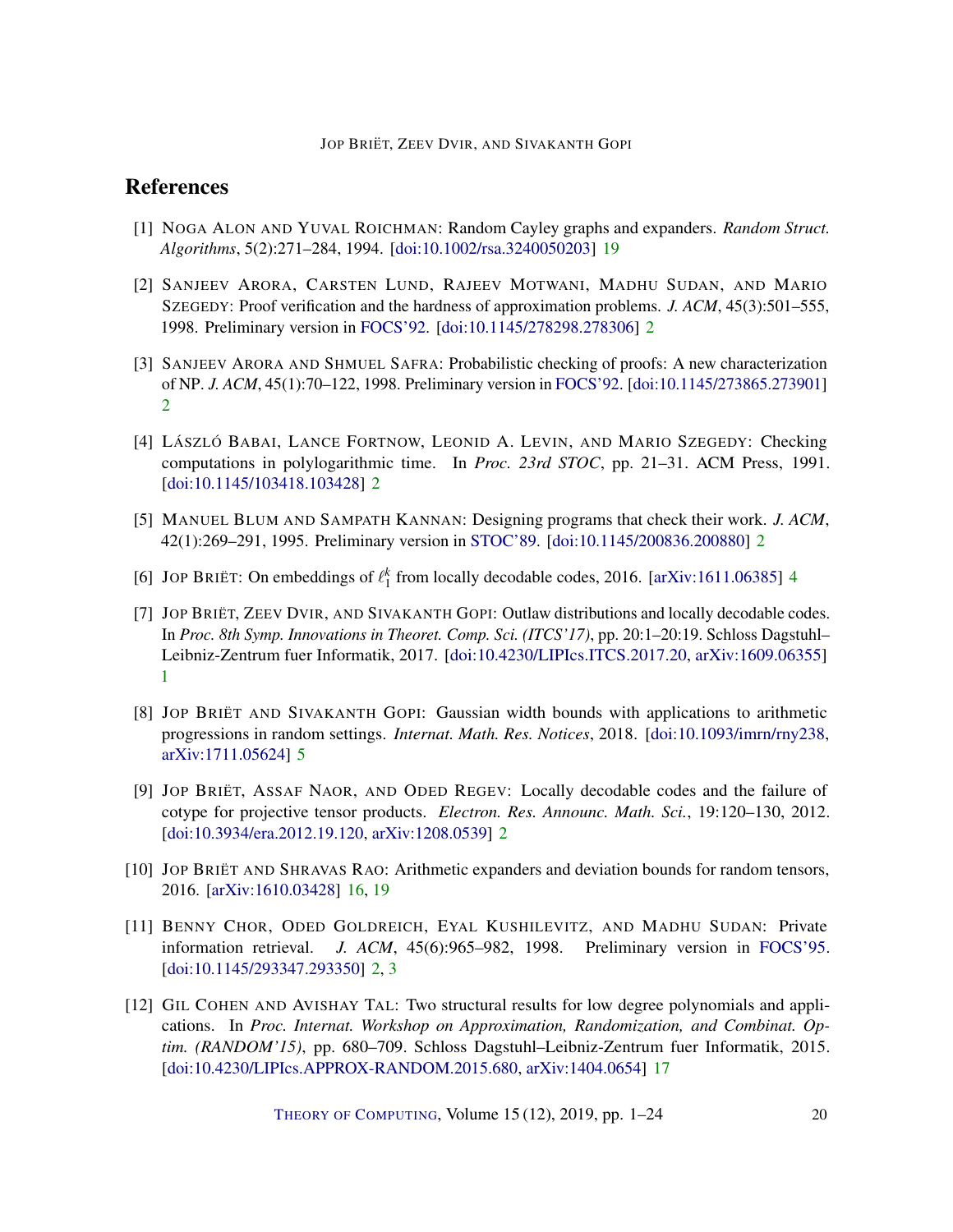## References

[1] Noga Alon and Yuval Roichman: Random Cayley graphs and expanders. *Random Struct. Algorithms*, 5(2):271–284, 1994. [doi:10.1002/rsa.3240050203] 19

[2] Sanjeev Arora, Carsten Lund, Rajeev Motwani, Madhu Sudan, and Mario Szegedy: Proof verification and the hardness of approximation problems. *J. ACM*, 45(3):501–555, 1998. Preliminary version in FOCS'92. [doi:10.1145/278298.278306] 2

[3] Sanjeev Arora and Shmuel Safra: Probabilistic checking of proofs: A new characterization of NP. *J. ACM*, 45(1):70–122, 1998. Preliminary version in FOCS'92. [doi:10.1145/273865.273901] 2

[4] László Babai, Lance Fortnow, Leonid A. Levin, and Mario Szegedy: Checking computations in polylogarithmic time. In *Proc. 23rd STOC*, pp. 21–31. ACM Press, 1991. [doi:10.1145/103418.103428] 2

[5] Manuel Blum and Sampath Kannan: Designing programs that check their work. *J. ACM*, 42(1):269–291, 1995. Preliminary version in STOC'89. [doi:10.1145/200836.200880] 2

[6] Jop Briët: On embeddings of $\ell_1^k$ from locally decodable codes, 2016. [arXiv:1611.06385] 4

[7] Jop Briët, Zeev Dvir, and Sivakanth Gopi: Outlaw distributions and locally decodable codes. In *Proc. 8th Symp. Innovations in Theoret. Comp. Sci. (ITCS'17)*, pp. 20:1–20:19. Schloss Dagstuhl–Leibniz-Zentrum fuer Informatik, 2017. [doi:10.4230/LIPIcs.ITCS.2017.20, arXiv:1609.06355] 1

[8] Jop Briët and Sivakanth Gopi: Gaussian width bounds with applications to arithmetic progressions in random settings. *Internat. Math. Res. Notices*, 2018. [doi:10.1093/imrn/rny238, arXiv:1711.05624] 5

[9] Jop Briët, Assaf Naor, and Oded Regev: Locally decodable codes and the failure of cotype for projective tensor products. *Electron. Res. Announc. Math. Sci.*, 19:120–130, 2012. [doi:10.3934/era.2012.19.120, arXiv:1208.0539] 2

[10] Jop Briët and Shravas Rao: Arithmetic expanders and deviation bounds for random tensors, 2016. [arXiv:1610.03428] 16, 19

[11] Benny Chor, Oded Goldreich, Eyal Kushilevitz, and Madhu Sudan: Private information retrieval. *J. ACM*, 45(6):965–982, 1998. Preliminary version in FOCS'95. [doi:10.1145/293347.293350] 2, 3

[12] Gil Cohen and Avishay Tal: Two structural results for low degree polynomials and applications. In *Proc. Internat. Workshop on Approximation, Randomization, and Combinat. Optim. (RANDOM'15)*, pp. 680–709. Schloss Dagstuhl–Leibniz-Zentrum fuer Informatik, 2015. [doi:10.4230/LIPIcs.APPROX-RANDOM.2015.680, arXiv:1404.0654] 17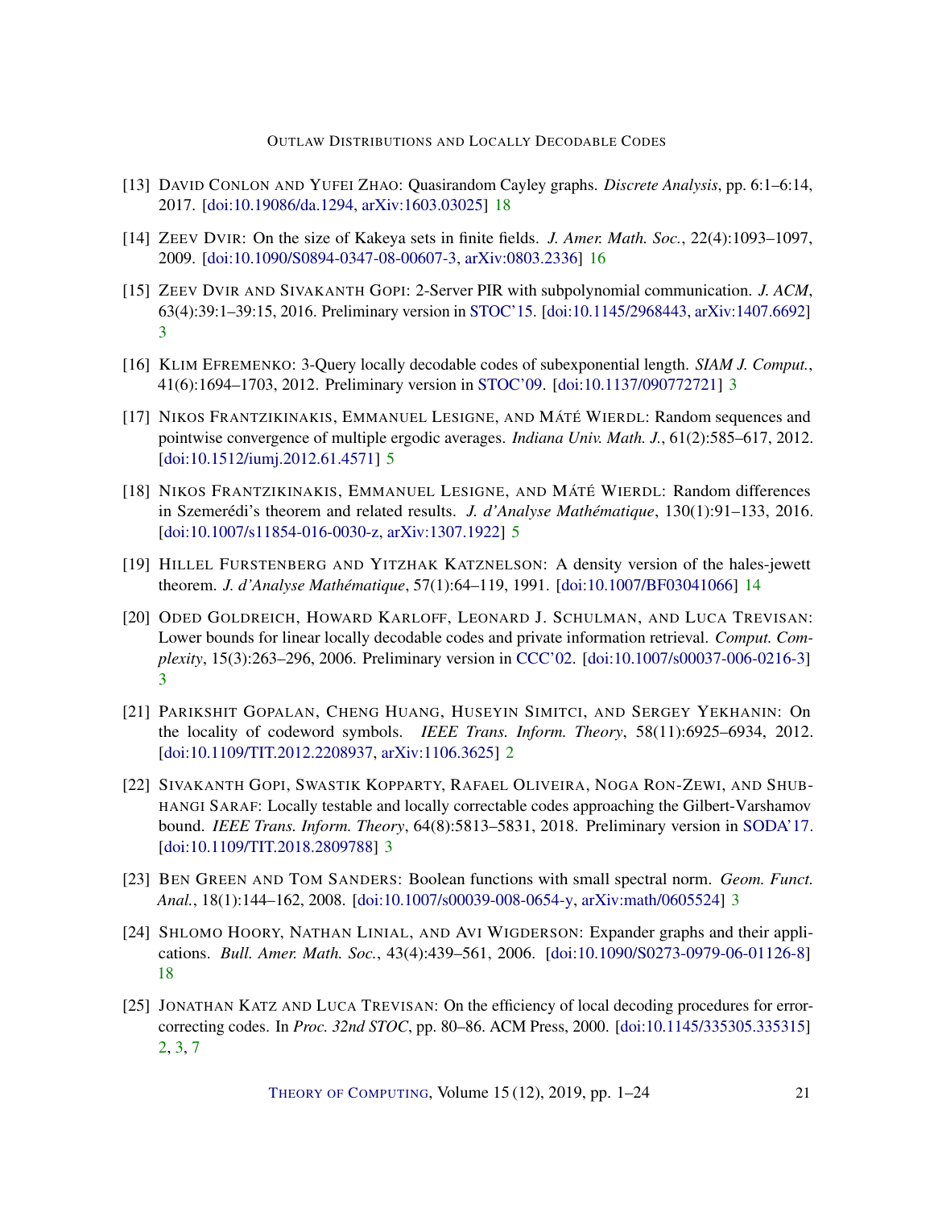[13] David Conlon and Yufei Zhao: Quasirandom Cayley graphs. *Discrete Analysis*, pp. 6:1–6:14, 2017. [doi:10.19086/da.1294, arXiv:1603.03025] 18

[14] Zeev Dvir: On the size of Kakeya sets in finite fields. *J. Amer. Math. Soc.*, 22(4):1093–1097, 2009. [doi:10.1090/S0894-0347-08-00607-3, arXiv:0803.2336] 16

[15] Zeev Dvir and Sivakanth Gopi: 2-Server PIR with subpolynomial communication. *J. ACM*, 63(4):39:1–39:15, 2016. Preliminary version in STOC'15. [doi:10.1145/2968443, arXiv:1407.6692] 3

[16] Klim Efremenko: 3-Query locally decodable codes of subexponential length. *SIAM J. Comput.*, 41(6):1694–1703, 2012. Preliminary version in STOC'09. [doi:10.1137/090772721] 3

[17] Nikos Frantzikinakis, Emmanuel Lesigne, and Máté Wierdl: Random sequences and pointwise convergence of multiple ergodic averages. *Indiana Univ. Math. J.*, 61(2):585–617, 2012. [doi:10.1512/iumj.2012.61.4571] 5

[18] Nikos Frantzikinakis, Emmanuel Lesigne, and Máté Wierdl: Random differences in Szemerédi's theorem and related results. *J. d'Analyse Mathématique*, 130(1):91–133, 2016. [doi:10.1007/s11854-016-0030-z, arXiv:1307.1922] 5

[19] Hillel Furstenberg and Yitzhak Katznelson: A density version of the hales-jewett theorem. *J. d'Analyse Mathématique*, 57(1):64–119, 1991. [doi:10.1007/BF03041066] 14

[20] Oded Goldreich, Howard Karloff, Leonard J. Schulman, and Luca Trevisan: Lower bounds for linear locally decodable codes and private information retrieval. *Comput. Complexity*, 15(3):263–296, 2006. Preliminary version in CCC'02. [doi:10.1007/s00037-006-0216-3] 3

[21] Parikshit Gopalan, Cheng Huang, Huseyin Simitci, and Sergey Yekhanin: On the locality of codeword symbols. *IEEE Trans. Inform. Theory*, 58(11):6925–6934, 2012. [doi:10.1109/TIT.2012.2208937, arXiv:1106.3625] 2

[22] Sivakanth Gopi, Swastik Kopparty, Rafael Oliveira, Noga Ron-Zewi, and Shubhangi Saraf: Locally testable and locally correctable codes approaching the Gilbert-Varshamov bound. *IEEE Trans. Inform. Theory*, 64(8):5813–5831, 2018. Preliminary version in SODA'17. [doi:10.1109/TIT.2018.2809788] 3

[23] Ben Green and Tom Sanders: Boolean functions with small spectral norm. *Geom. Funct. Anal.*, 18(1):144–162, 2008. [doi:10.1007/s00039-008-0654-y, arXiv:math/0605524] 3

[24] Shlomo Hoory, Nathan Linial, and Avi Wigderson: Expander graphs and their applications. *Bull. Amer. Math. Soc.*, 43(4):439–561, 2006. [doi:10.1090/S0273-0979-06-01126-8] 18

[25] Jonathan Katz and Luca Trevisan: On the efficiency of local decoding procedures for error-correcting codes. In *Proc. 32nd STOC*, pp. 80–86. ACM Press, 2000. [doi:10.1145/335305.335315] 2, 3, 7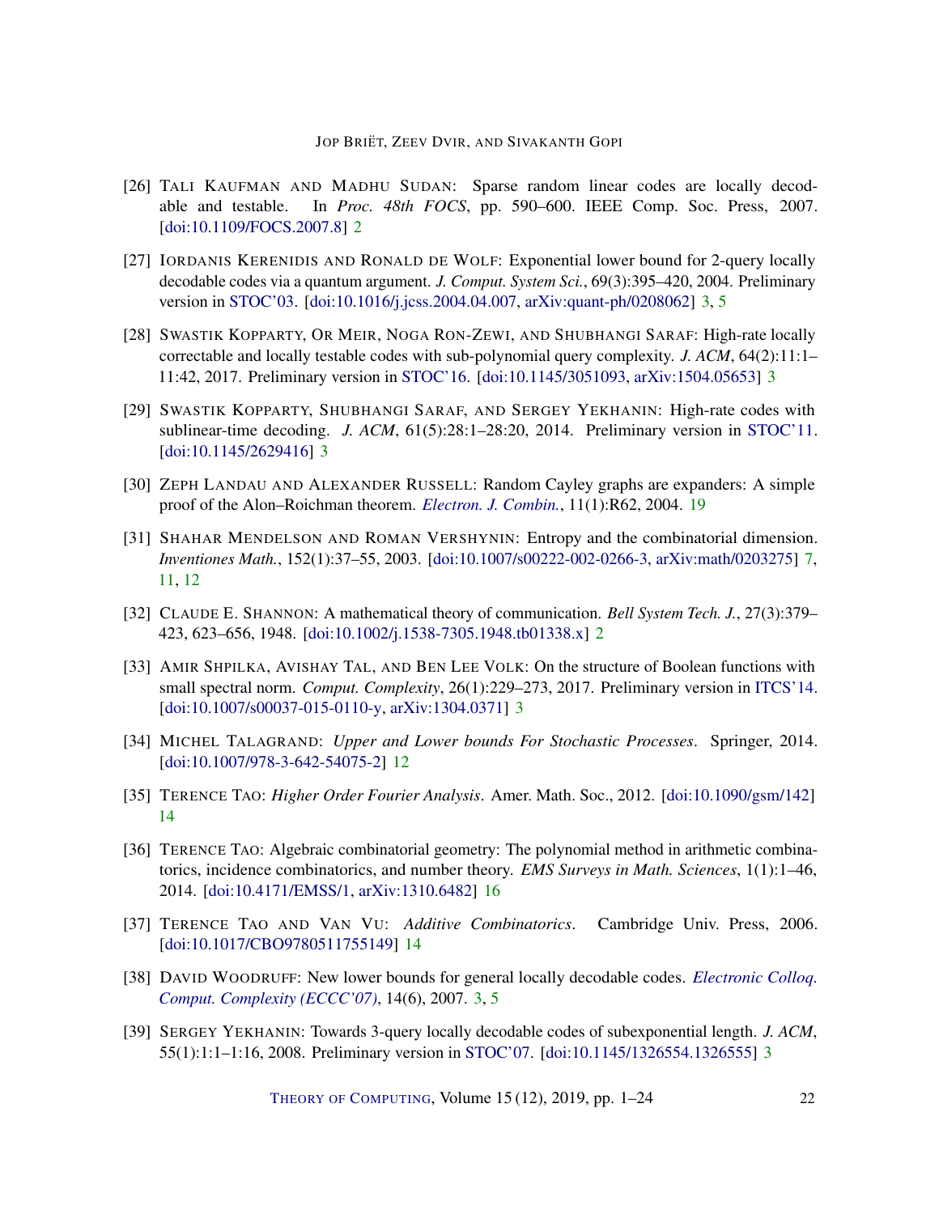[26] Tali Kaufman and Madhu Sudan: Sparse random linear codes are locally decodable and testable. In *Proc. 48th FOCS*, pp. 590–600. IEEE Comp. Soc. Press, 2007. [doi:10.1109/FOCS.2007.8] 2

[27] Iordanis Kerenidis and Ronald de Wolf: Exponential lower bound for 2-query locally decodable codes via a quantum argument. *J. Comput. System Sci.*, 69(3):395–420, 2004. Preliminary version in STOC'03. [doi:10.1016/j.jcss.2004.04.007, arXiv:quant-ph/0208062] 3, 5

[28] Swastik Kopparty, Or Meir, Noga Ron-Zewi, and Shubhangi Saraf: High-rate locally correctable and locally testable codes with sub-polynomial query complexity. *J. ACM*, 64(2):11:1–11:42, 2017. Preliminary version in STOC'16. [doi:10.1145/3051093, arXiv:1504.05653] 3

[29] Swastik Kopparty, Shubhangi Saraf, and Sergey Yekhanin: High-rate codes with sublinear-time decoding. *J. ACM*, 61(5):28:1–28:20, 2014. Preliminary version in STOC'11. [doi:10.1145/2629416] 3

[30] Zeph Landau and Alexander Russell: Random Cayley graphs are expanders: A simple proof of the Alon–Roichman theorem. *Electron. J. Combin.*, 11(1):R62, 2004. 19

[31] Shahar Mendelson and Roman Vershynin: Entropy and the combinatorial dimension. *Inventiones Math.*, 152(1):37–55, 2003. [doi:10.1007/s00222-002-0266-3, arXiv:math/0203275] 7, 11, 12

[32] Claude E. Shannon: A mathematical theory of communication. *Bell System Tech. J.*, 27(3):379–423, 623–656, 1948. [doi:10.1002/j.1538-7305.1948.tb01338.x] 2

[33] Amir Shpilka, Avishay Tal, and Ben Lee Volk: On the structure of Boolean functions with small spectral norm. *Comput. Complexity*, 26(1):229–273, 2017. Preliminary version in ITCS'14. [doi:10.1007/s00037-015-0110-y, arXiv:1304.0371] 3

[34] Michel Talagrand: *Upper and Lower bounds For Stochastic Processes*. Springer, 2014. [doi:10.1007/978-3-642-54075-2] 12

[35] Terence Tao: *Higher Order Fourier Analysis*. Amer. Math. Soc., 2012. [doi:10.1090/gsm/142] 14

[36] Terence Tao: Algebraic combinatorial geometry: The polynomial method in arithmetic combinatorics, incidence combinatorics, and number theory. *EMS Surveys in Math. Sciences*, 1(1):1–46, 2014. [doi:10.4171/EMSS/1, arXiv:1310.6482] 16

[37] Terence Tao and Van Vu: *Additive Combinatorics*. Cambridge Univ. Press, 2006. [doi:10.1017/CBO9780511755149] 14

[38] David Woodruff: New lower bounds for general locally decodable codes. *Electronic Colloq. Comput. Complexity (ECCC'07)*, 14(6), 2007. 3, 5

[39] Sergey Yekhanin: Towards 3-query locally decodable codes of subexponential length. *J. ACM*, 55(1):1:1–1:16, 2008. Preliminary version in STOC'07. [doi:10.1145/1326554.1326555] 3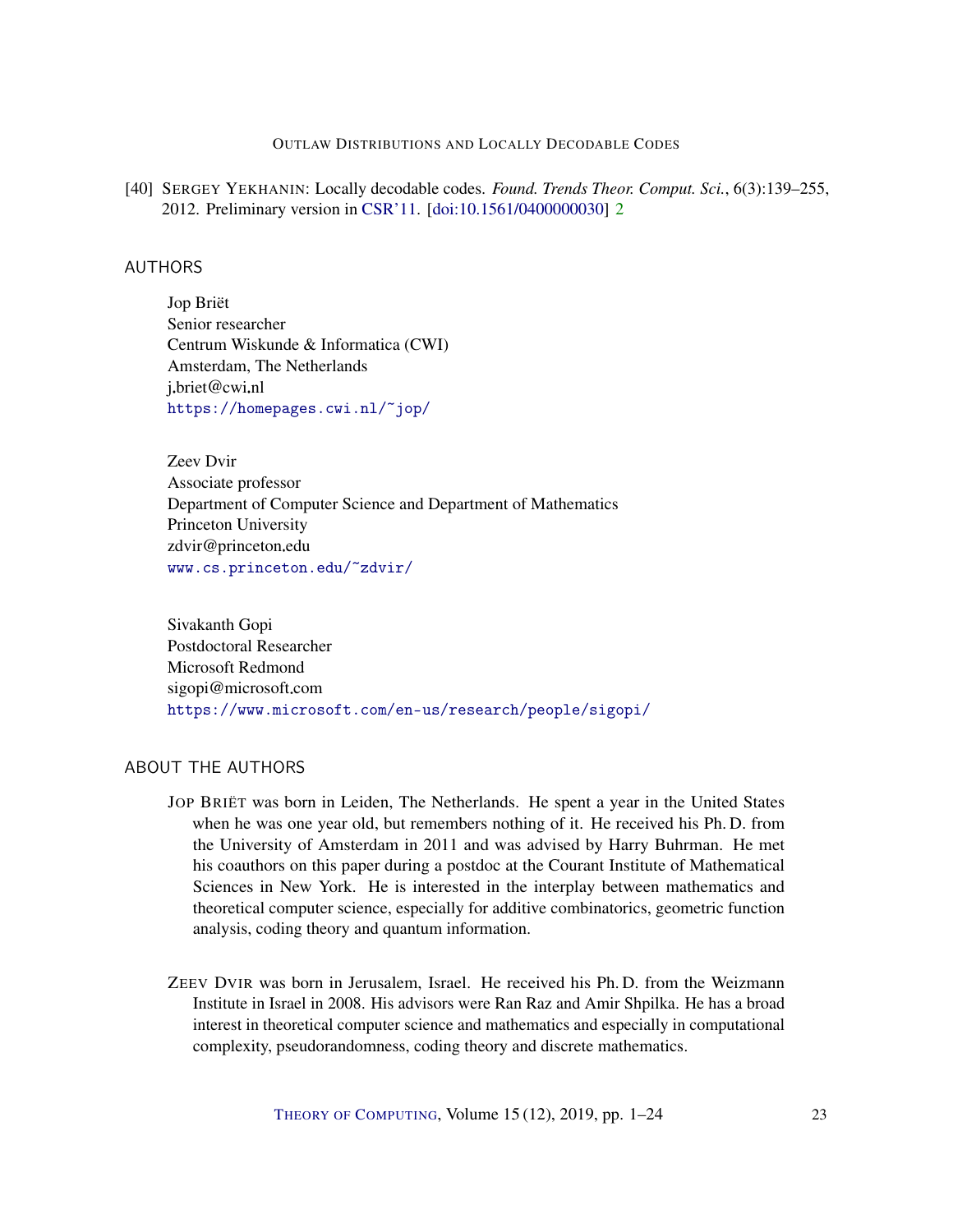[40] SERGEY YEKHANIN: Locally decodable codes. *Found. Trends Theor. Comput. Sci.*, 6(3):139–255, 2012. Preliminary version in CSR'11. [doi:10.1561/0400000030] 2

## AUTHORS

Jop Briët
Senior researcher
Centrum Wiskunde & Informatica (CWI)
Amsterdam, The Netherlands
j.briet@cwi.nl
https://homepages.cwi.nl/~jop/

Zeev Dvir
Associate professor
Department of Computer Science and Department of Mathematics
Princeton University
zdvir@princeton.edu
www.cs.princeton.edu/~zdvir/

Sivakanth Gopi
Postdoctoral Researcher
Microsoft Redmond
sigopi@microsoft.com
https://www.microsoft.com/en-us/research/people/sigopi/

## ABOUT THE AUTHORS

JOP BRIËT was born in Leiden, The Netherlands. He spent a year in the United States when he was one year old, but remembers nothing of it. He received his Ph. D. from the University of Amsterdam in 2011 and was advised by Harry Buhrman. He met his coauthors on this paper during a postdoc at the Courant Institute of Mathematical Sciences in New York. He is interested in the interplay between mathematics and theoretical computer science, especially for additive combinatorics, geometric function analysis, coding theory and quantum information.

ZEEV DVIR was born in Jerusalem, Israel. He received his Ph. D. from the Weizmann Institute in Israel in 2008. His advisors were Ran Raz and Amir Shpilka. He has a broad interest in theoretical computer science and mathematics and especially in computational complexity, pseudorandomness, coding theory and discrete mathematics.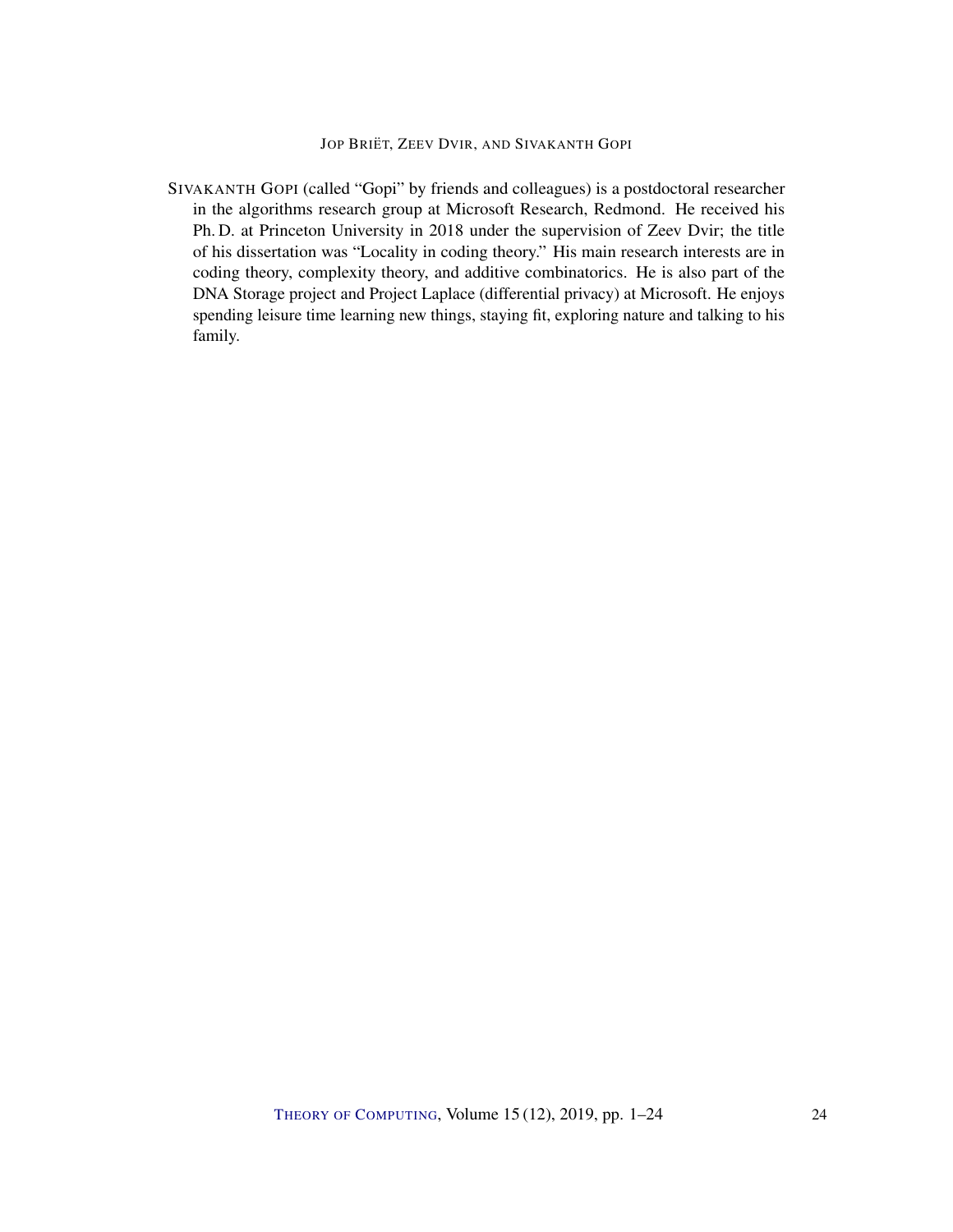SIVAKANTH GOPI (called "Gopi" by friends and colleagues) is a postdoctoral researcher in the algorithms research group at Microsoft Research, Redmond. He received his Ph. D. at Princeton University in 2018 under the supervision of Zeev Dvir; the title of his dissertation was "Locality in coding theory." His main research interests are in coding theory, complexity theory, and additive combinatorics. He is also part of the DNA Storage project and Project Laplace (differential privacy) at Microsoft. He enjoys spending leisure time learning new things, staying fit, exploring nature and talking to his family.